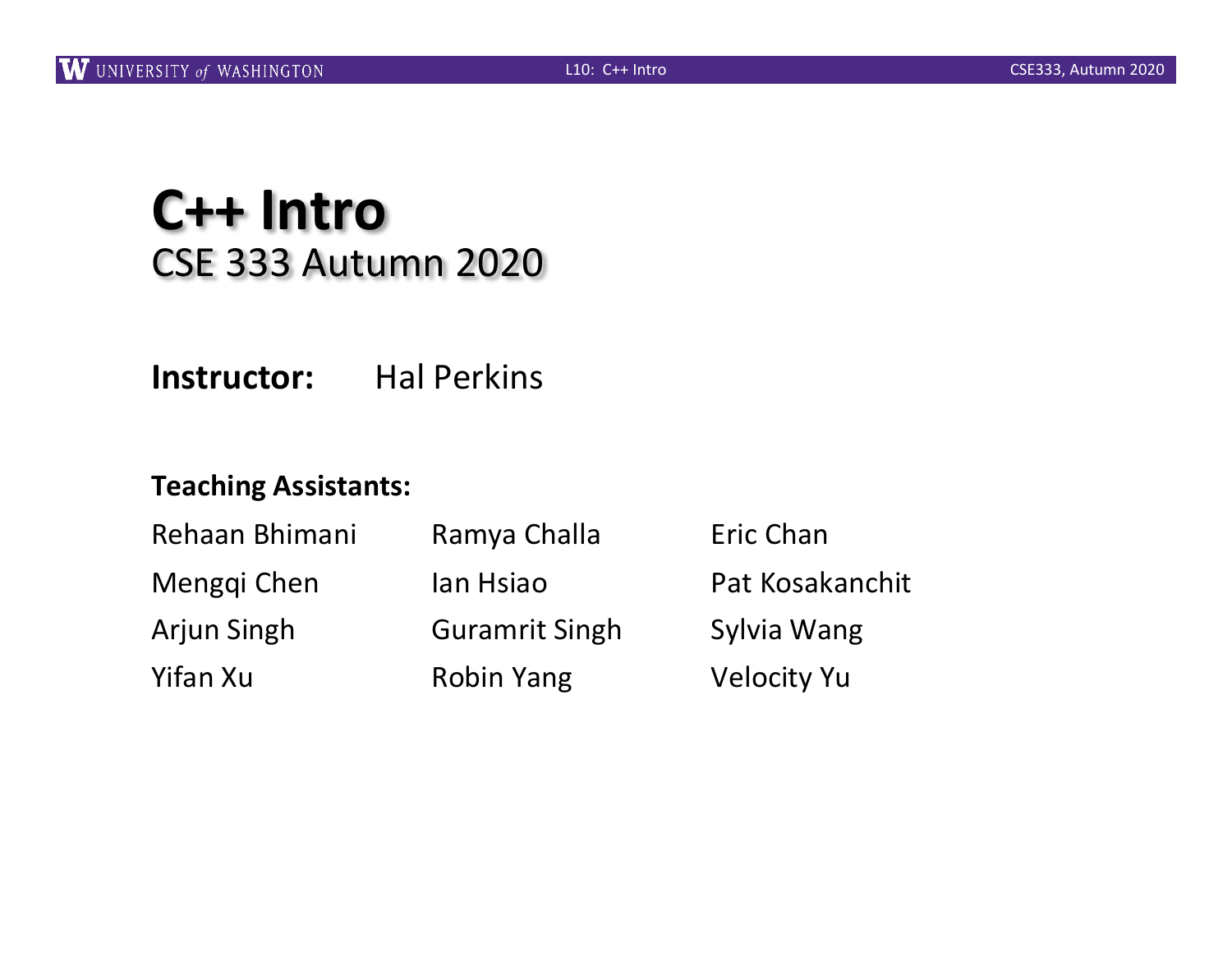# C++ Intro
## CSE 333 Autumn 2020

**Instructor:** Hal Perkins

**Teaching Assistants:**

Rehaan Bhimani, Ramya Challa, Eric Chan, Mengqi Chen, Ian Hsiao, Pat Kosakanchit, Arjun Singh, Guramrit Singh, Sylvia Wang, Yifan Xu, Robin Yang, Velocity Yu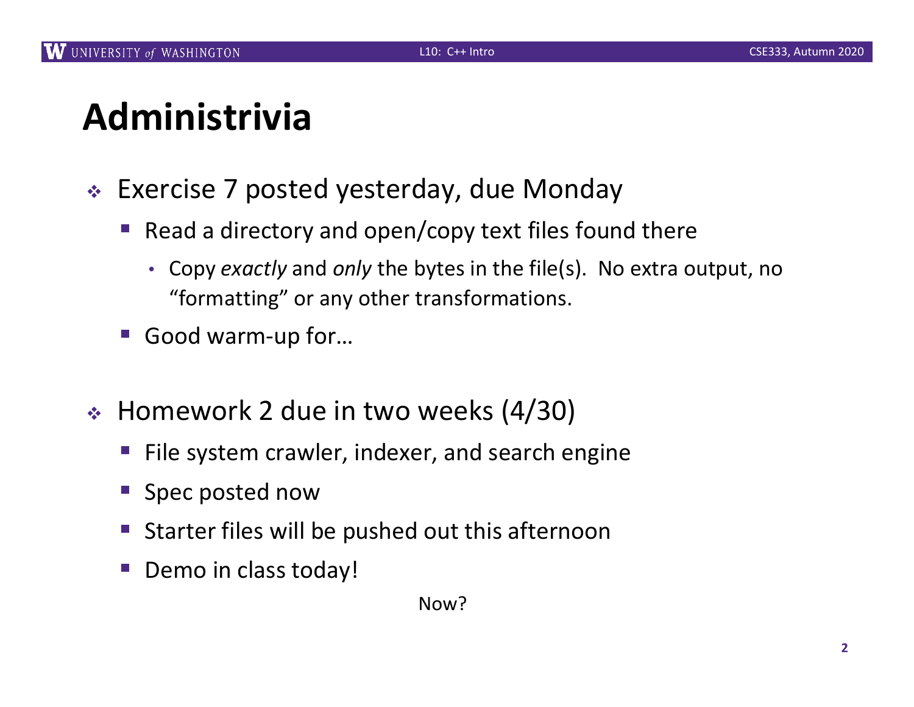# Administrivia

- Exercise 7 posted yesterday, due Monday
  - Read a directory and open/copy text files found there
    - Copy *exactly* and *only* the bytes in the file(s). No extra output, no "formatting" or any other transformations.
  - Good warm-up for…
- Homework 2 due in two weeks (4/30)
  - File system crawler, indexer, and search engine
  - Spec posted now
  - Starter files will be pushed out this afternoon
  - Demo in class today!

Now?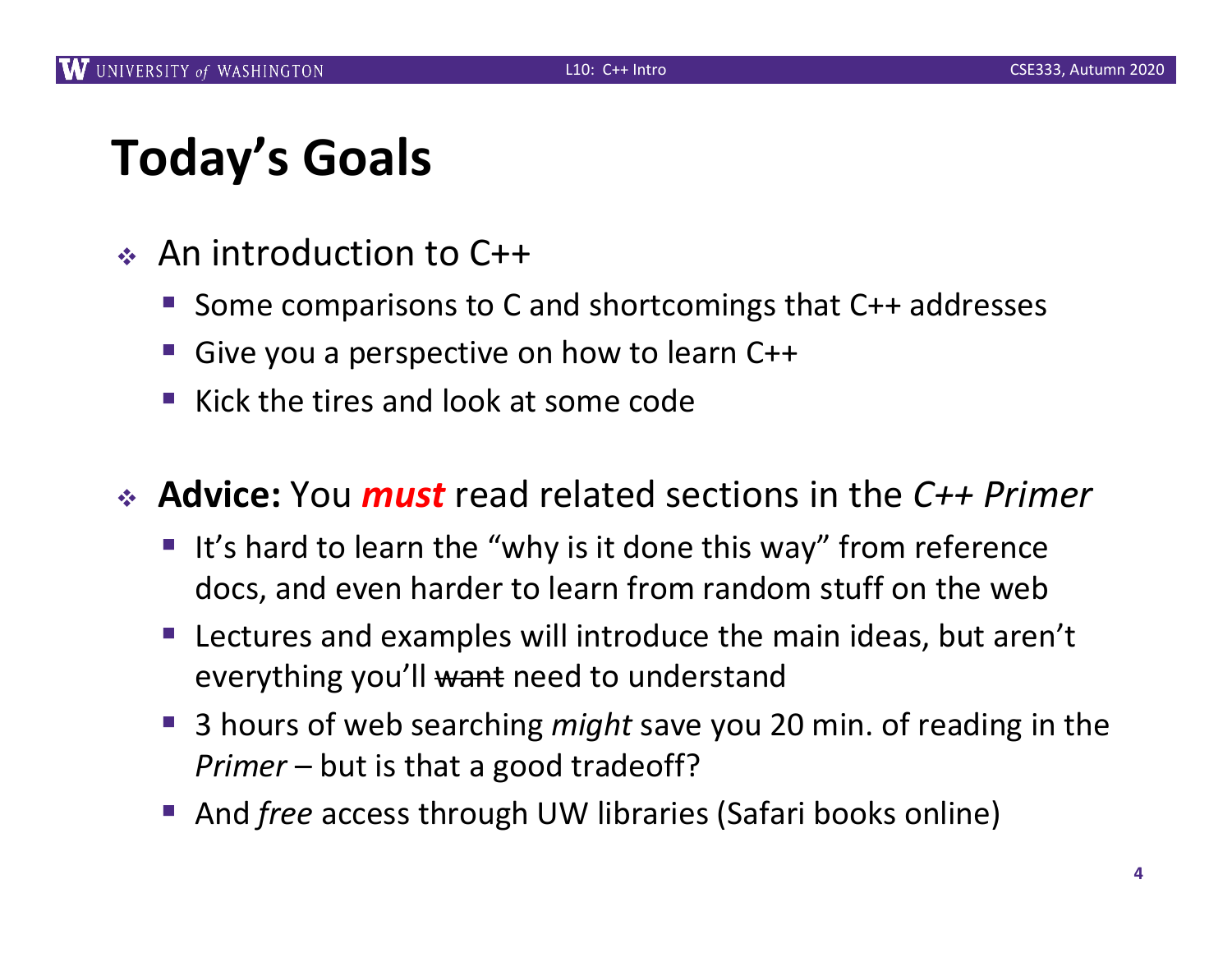# Today's Goals

- An introduction to C++
  - Some comparisons to C and shortcomings that C++ addresses
  - Give you a perspective on how to learn C++
  - Kick the tires and look at some code

- **Advice:** You ***must*** read related sections in the *C++ Primer*
  - It's hard to learn the "why is it done this way" from reference docs, and even harder to learn from random stuff on the web
  - Lectures and examples will introduce the main ideas, but aren't everything you'll ~~want~~ need to understand
  - 3 hours of web searching *might* save you 20 min. of reading in the *Primer* – but is that a good tradeoff?
  - And *free* access through UW libraries (Safari books online)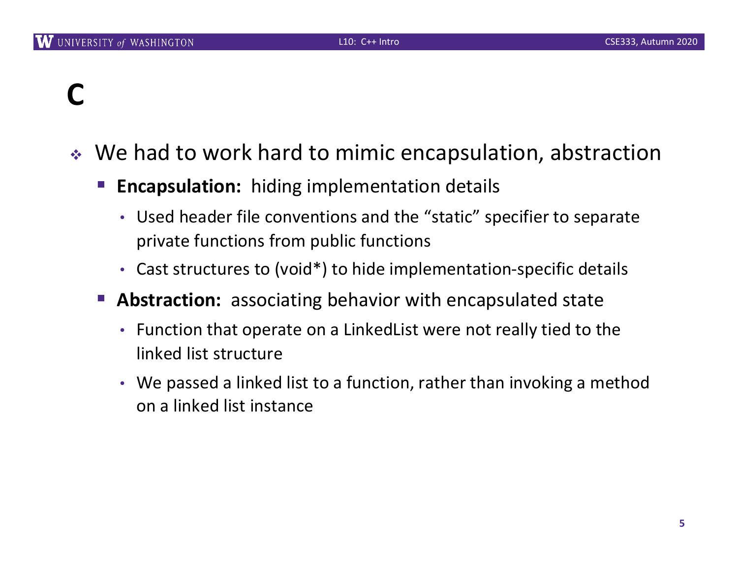# C

- We had to work hard to mimic encapsulation, abstraction
  - **Encapsulation:** hiding implementation details
    - Used header file conventions and the “static” specifier to separate private functions from public functions
    - Cast structures to (void*) to hide implementation-specific details
  - **Abstraction:** associating behavior with encapsulated state
    - Function that operate on a LinkedList were not really tied to the linked list structure
    - We passed a linked list to a function, rather than invoking a method on a linked list instance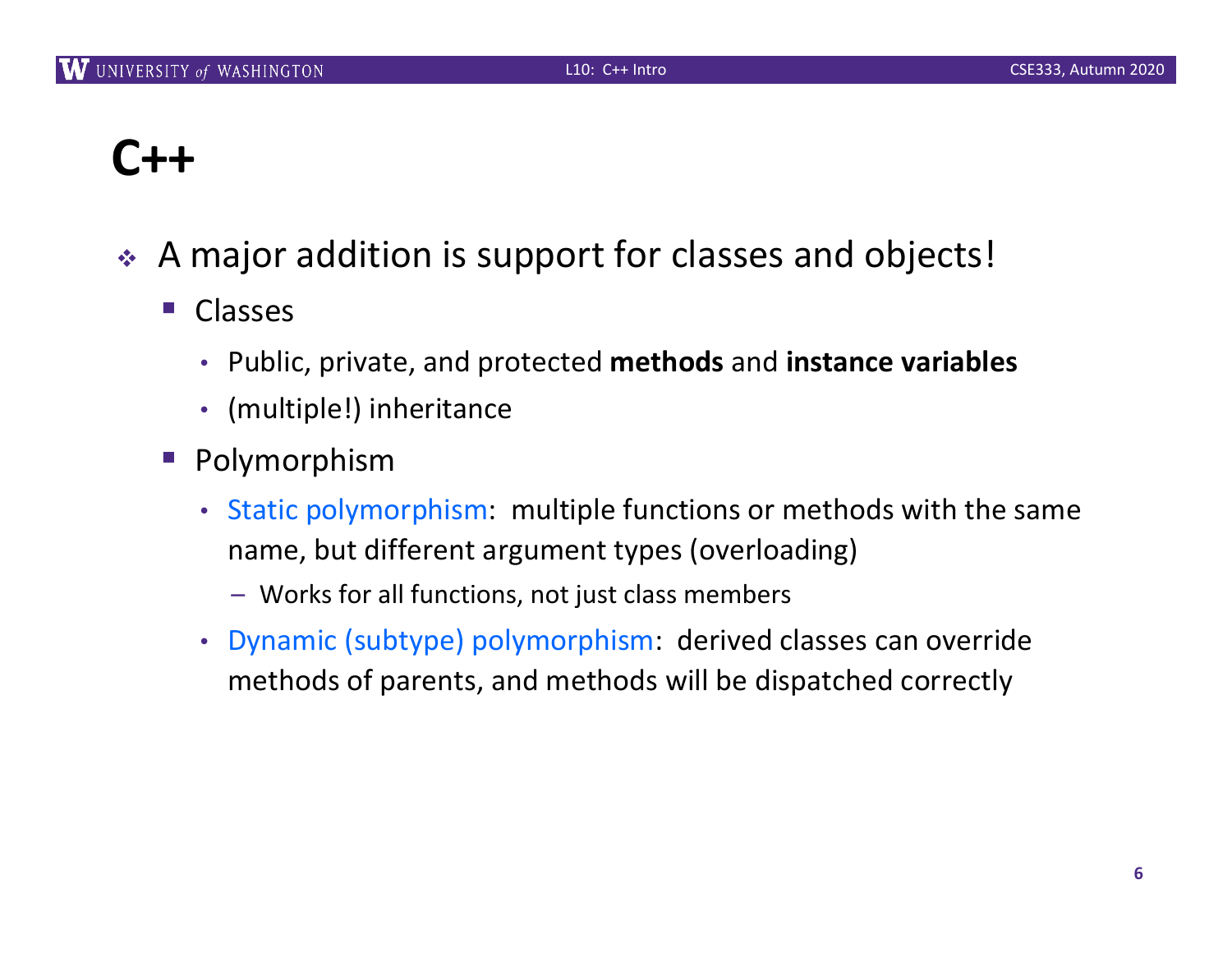# C++

- A major addition is support for classes and objects!
  - Classes
    - Public, private, and protected **methods** and **instance variables**
    - (multiple!) inheritance
  - Polymorphism
    - Static polymorphism: multiple functions or methods with the same name, but different argument types (overloading)
      - Works for all functions, not just class members
    - Dynamic (subtype) polymorphism: derived classes can override methods of parents, and methods will be dispatched correctly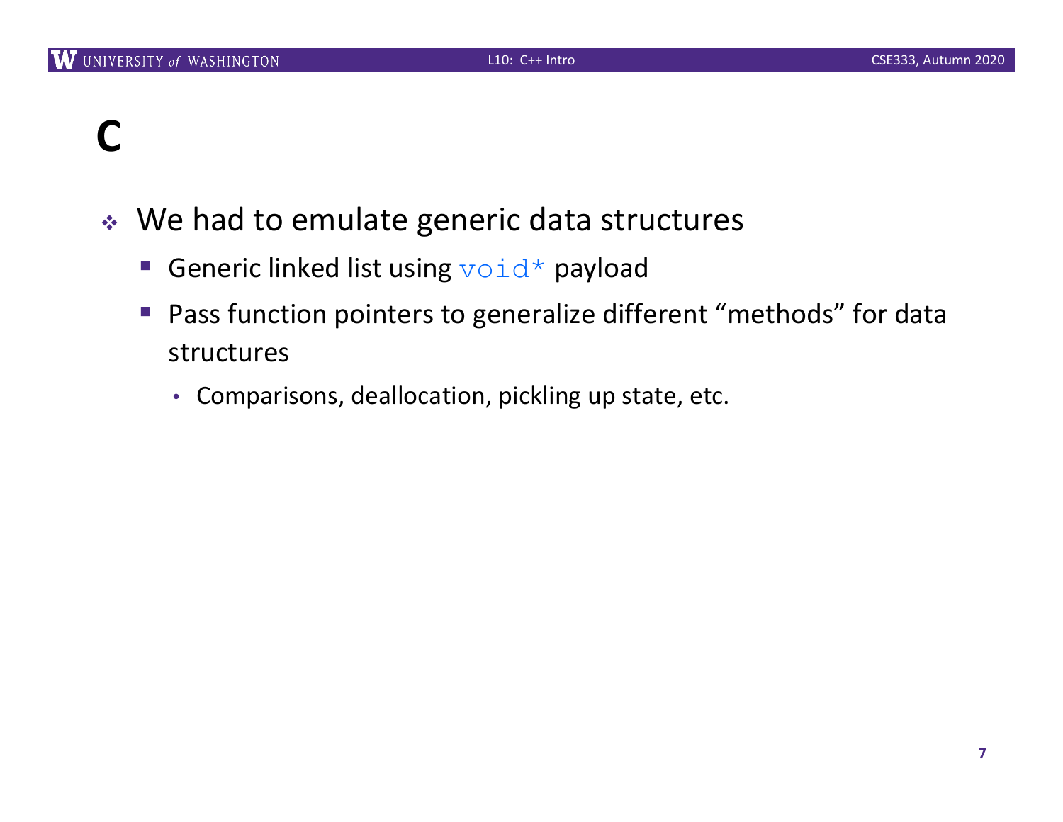# C

- We had to emulate generic data structures
  - Generic linked list using `void*` payload
  - Pass function pointers to generalize different "methods" for data structures
    - Comparisons, deallocation, pickling up state, etc.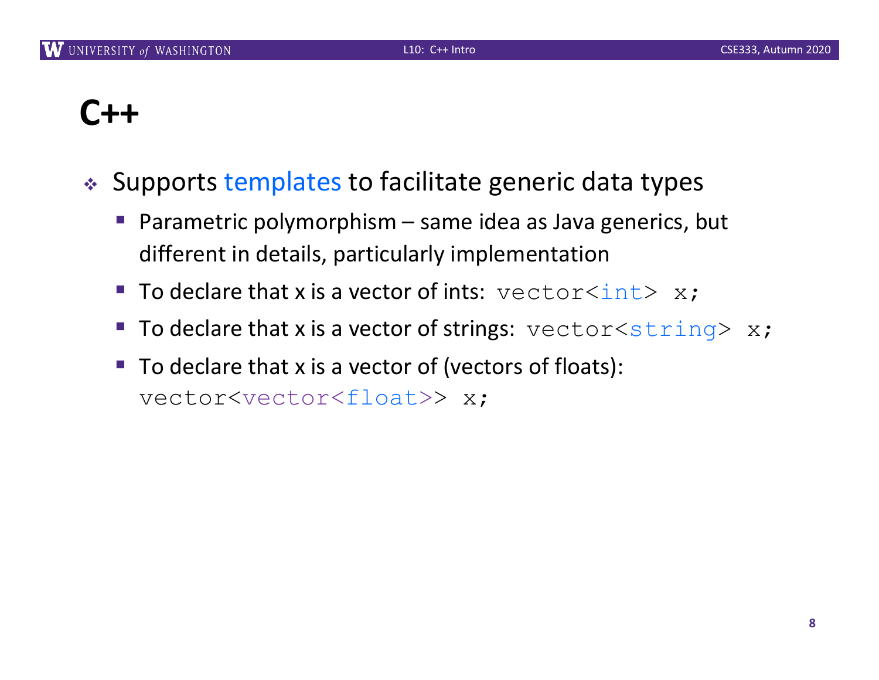# C++

- Supports templates to facilitate generic data types
  - Parametric polymorphism – same idea as Java generics, but different in details, particularly implementation
  - To declare that x is a vector of ints: `vector<int> x;`
  - To declare that x is a vector of strings: `vector<string> x;`
  - To declare that x is a vector of (vectors of floats): `vector<vector<float>> x;`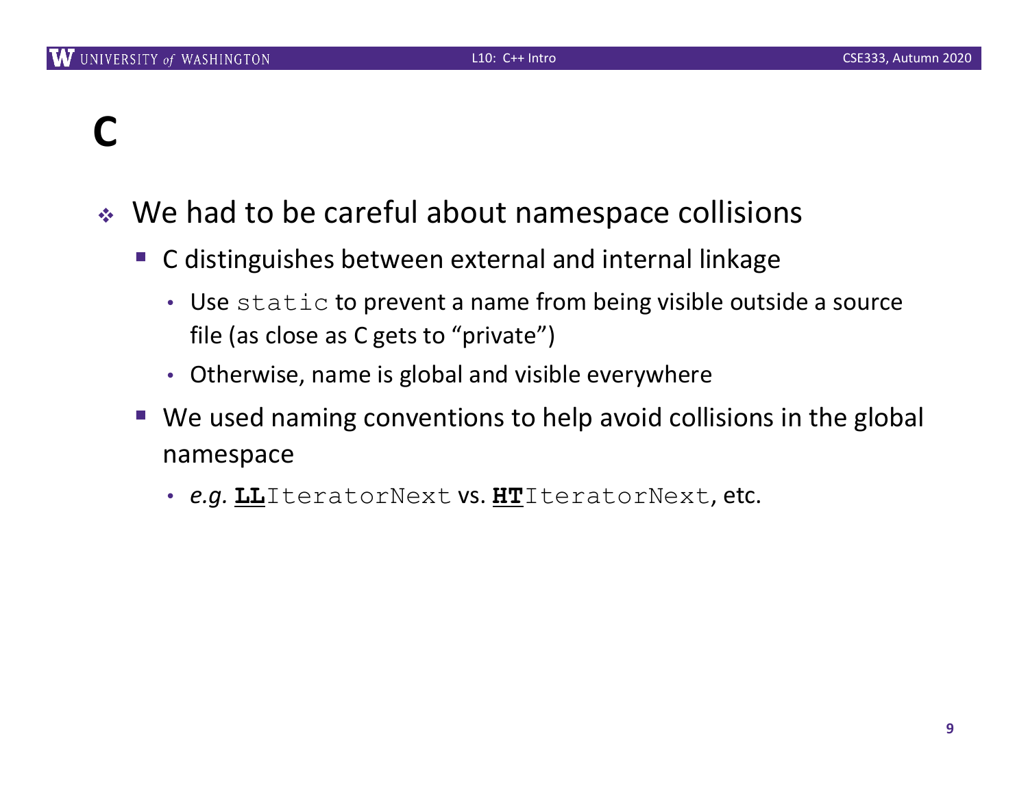# C

- We had to be careful about namespace collisions
  - C distinguishes between external and internal linkage
    - Use `static` to prevent a name from being visible outside a source file (as close as C gets to "private")
    - Otherwise, name is global and visible everywhere
  - We used naming conventions to help avoid collisions in the global namespace
    - *e.g.* **LL**`IteratorNext` vs. **HT**`IteratorNext`, etc.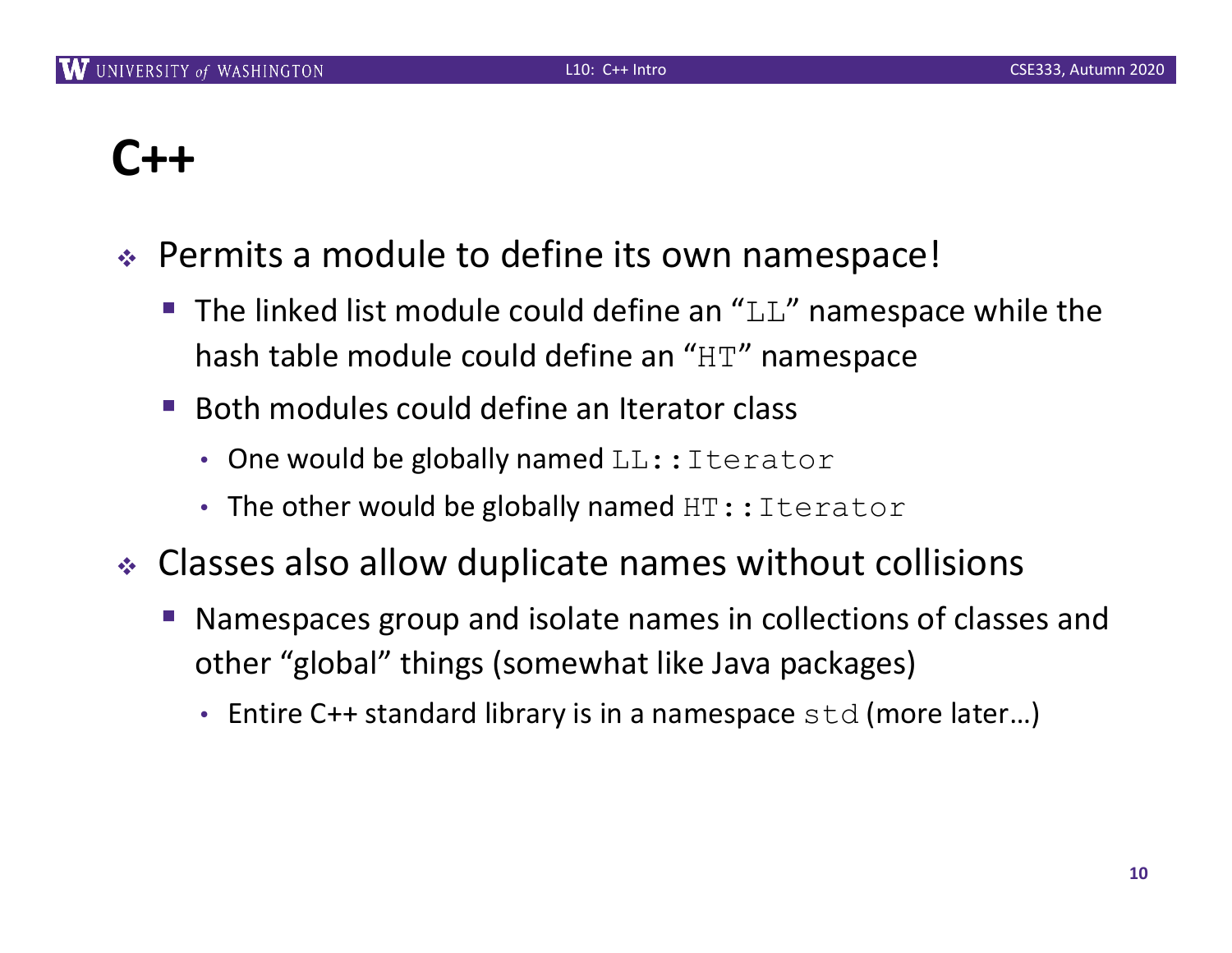# C++

- Permits a module to define its own namespace!
  - The linked list module could define an "`LL`" namespace while the hash table module could define an "`HT`" namespace
  - Both modules could define an Iterator class
    - One would be globally named `LL::Iterator`
    - The other would be globally named `HT::Iterator`
- Classes also allow duplicate names without collisions
  - Namespaces group and isolate names in collections of classes and other "global" things (somewhat like Java packages)
    - Entire C++ standard library is in a namespace `std` (more later…)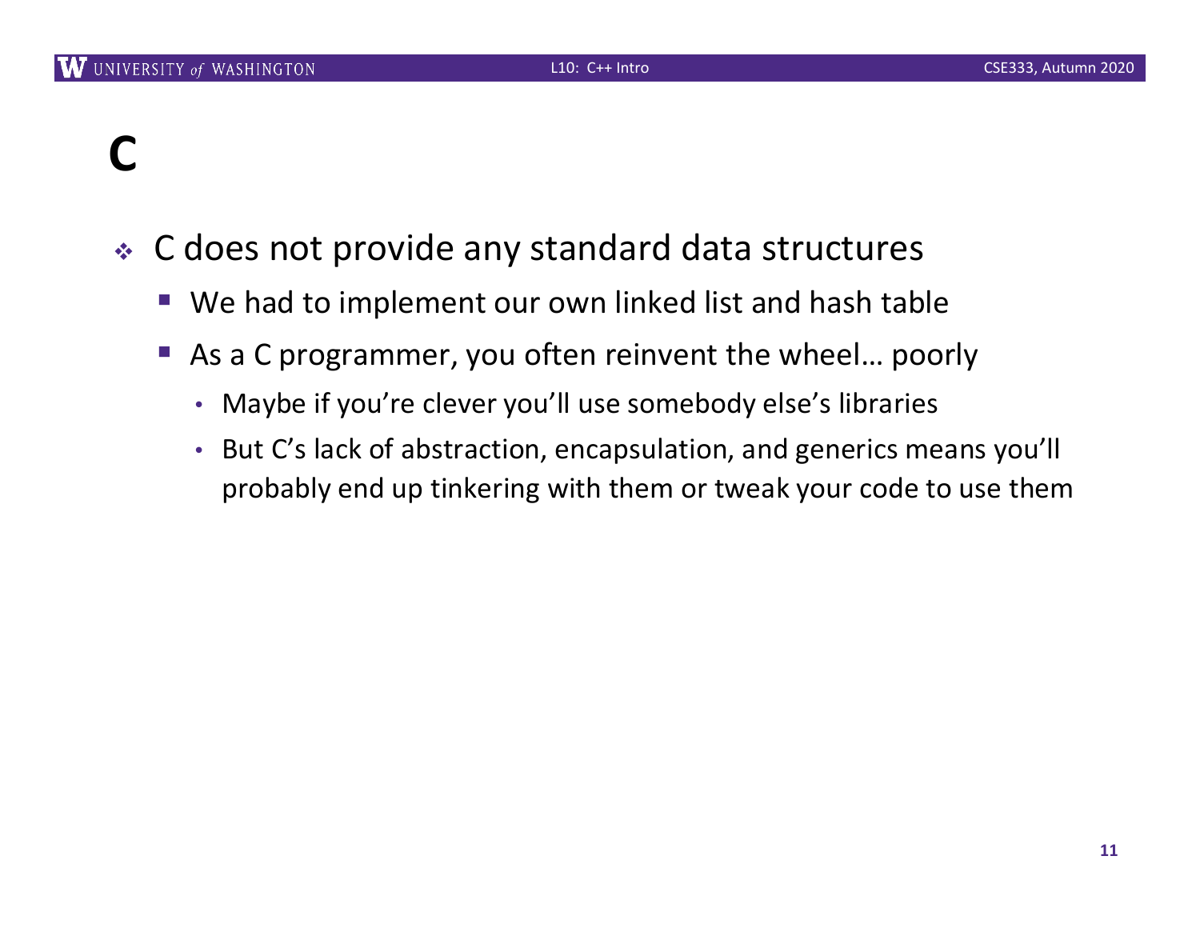# C

- C does not provide any standard data structures
  - We had to implement our own linked list and hash table
  - As a C programmer, you often reinvent the wheel… poorly
    - Maybe if you're clever you'll use somebody else's libraries
    - But C's lack of abstraction, encapsulation, and generics means you'll probably end up tinkering with them or tweak your code to use them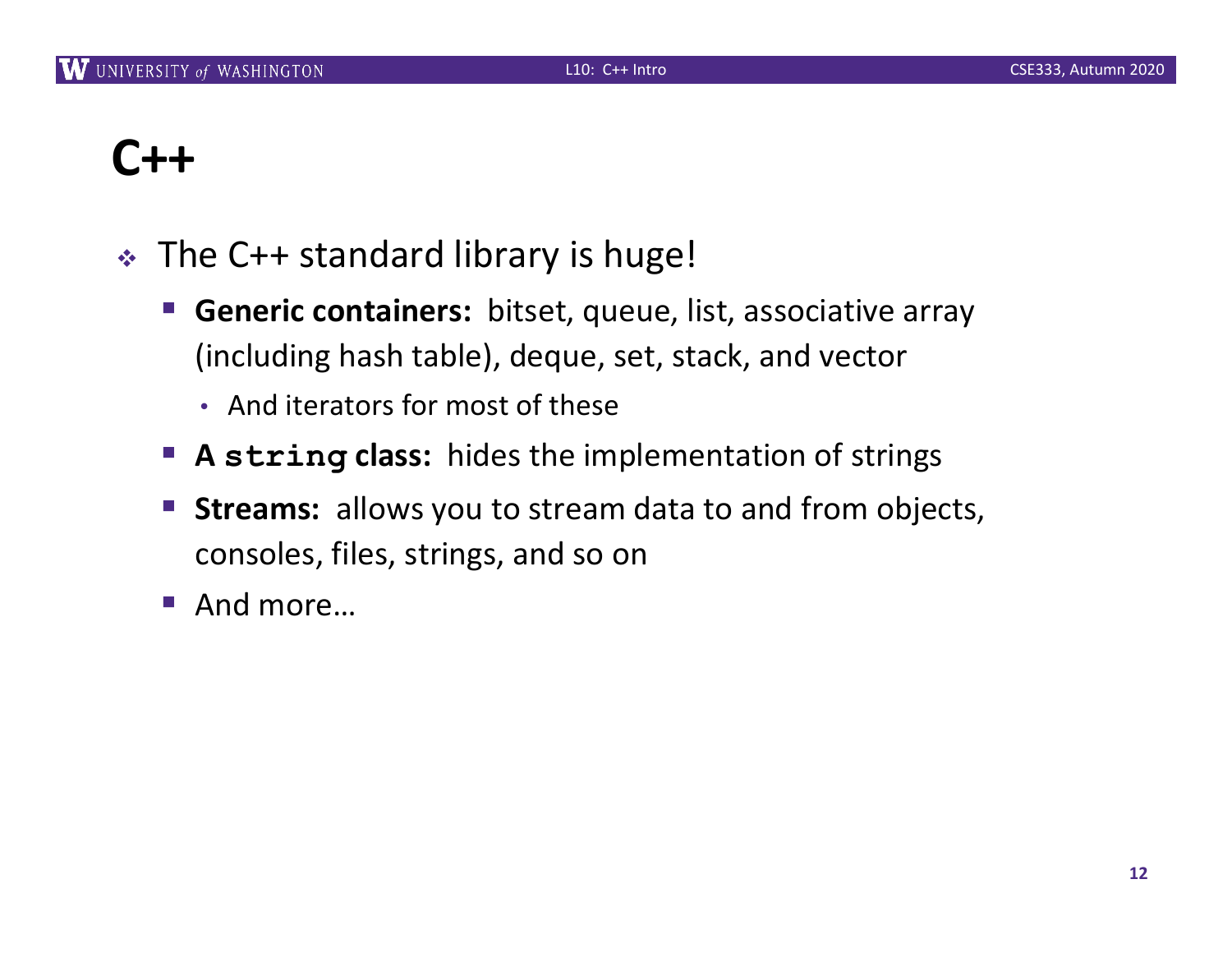# C++

- The C++ standard library is huge!
  - **Generic containers:** bitset, queue, list, associative array (including hash table), deque, set, stack, and vector
    - And iterators for most of these
  - **A `string` class:** hides the implementation of strings
  - **Streams:** allows you to stream data to and from objects, consoles, files, strings, and so on
  - And more…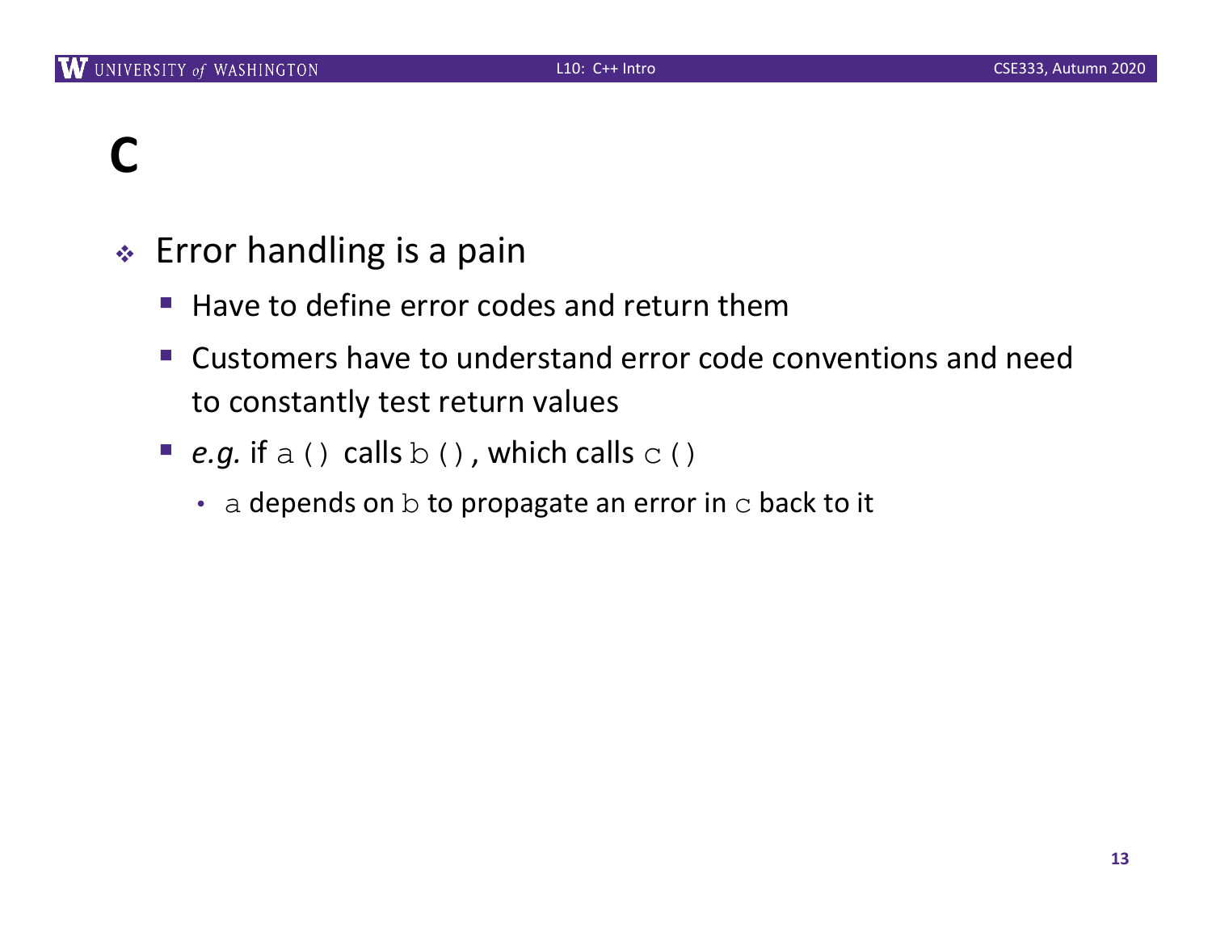# C

- Error handling is a pain
  - Have to define error codes and return them
  - Customers have to understand error code conventions and need to constantly test return values
  - *e.g.* if `a()` calls `b()`, which calls `c()`
    - `a` depends on `b` to propagate an error in `c` back to it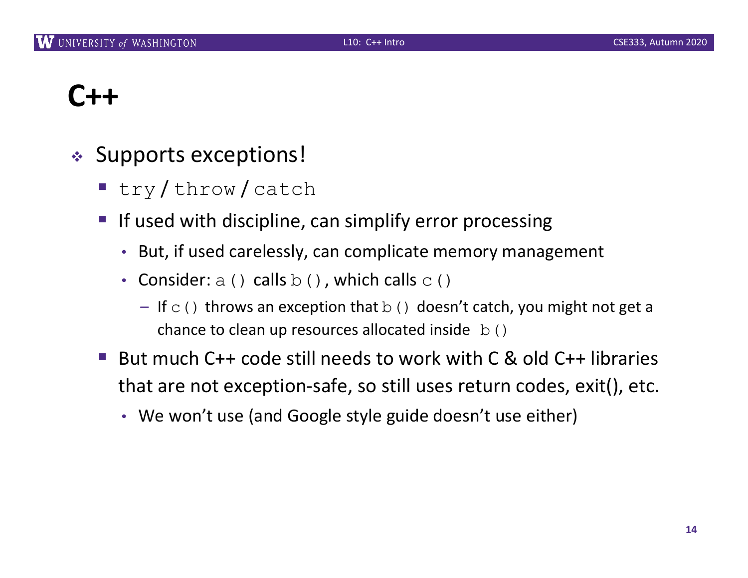# C++

- Supports exceptions!
  - `try` / `throw` / `catch`
  - If used with discipline, can simplify error processing
    - But, if used carelessly, can complicate memory management
    - Consider: `a()` calls `b()`, which calls `c()`
      - If `c()` throws an exception that `b()` doesn't catch, you might not get a chance to clean up resources allocated inside `b()`
  - But much C++ code still needs to work with C & old C++ libraries that are not exception-safe, so still uses return codes, exit(), etc.
    - We won't use (and Google style guide doesn't use either)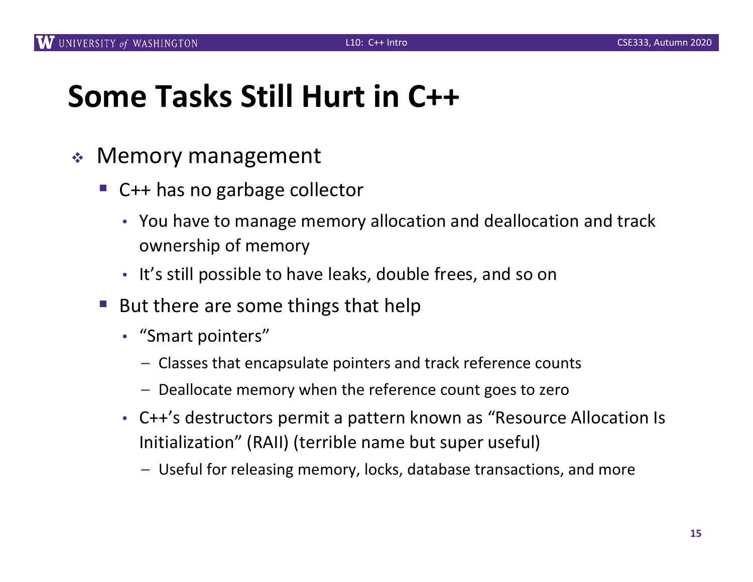# Some Tasks Still Hurt in C++

- Memory management
  - C++ has no garbage collector
    - You have to manage memory allocation and deallocation and track ownership of memory
    - It's still possible to have leaks, double frees, and so on
  - But there are some things that help
    - "Smart pointers"
      - Classes that encapsulate pointers and track reference counts
      - Deallocate memory when the reference count goes to zero
    - C++'s destructors permit a pattern known as "Resource Allocation Is Initialization" (RAII) (terrible name but super useful)
      - Useful for releasing memory, locks, database transactions, and more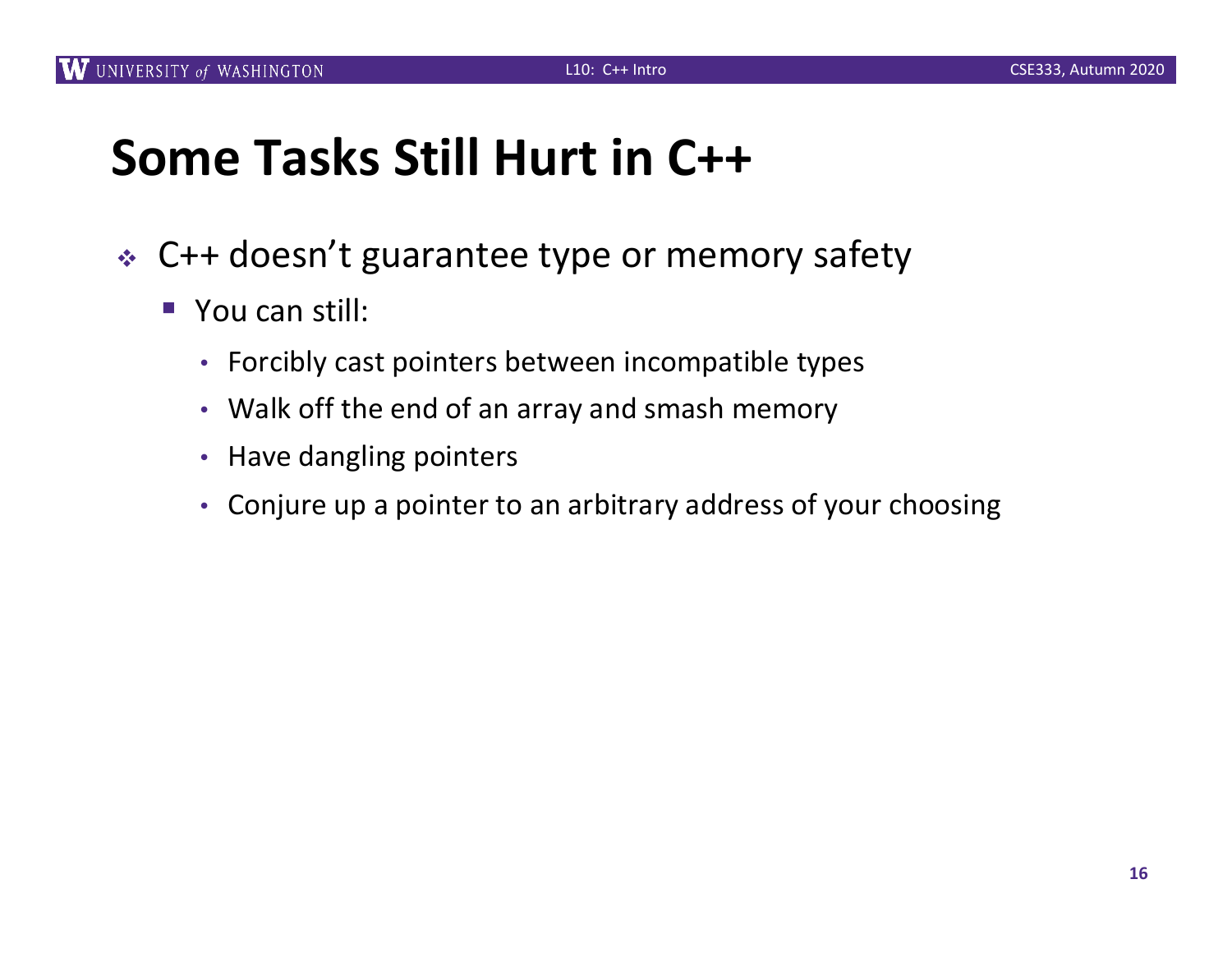# Some Tasks Still Hurt in C++

- C++ doesn't guarantee type or memory safety
  - You can still:
    - Forcibly cast pointers between incompatible types
    - Walk off the end of an array and smash memory
    - Have dangling pointers
    - Conjure up a pointer to an arbitrary address of your choosing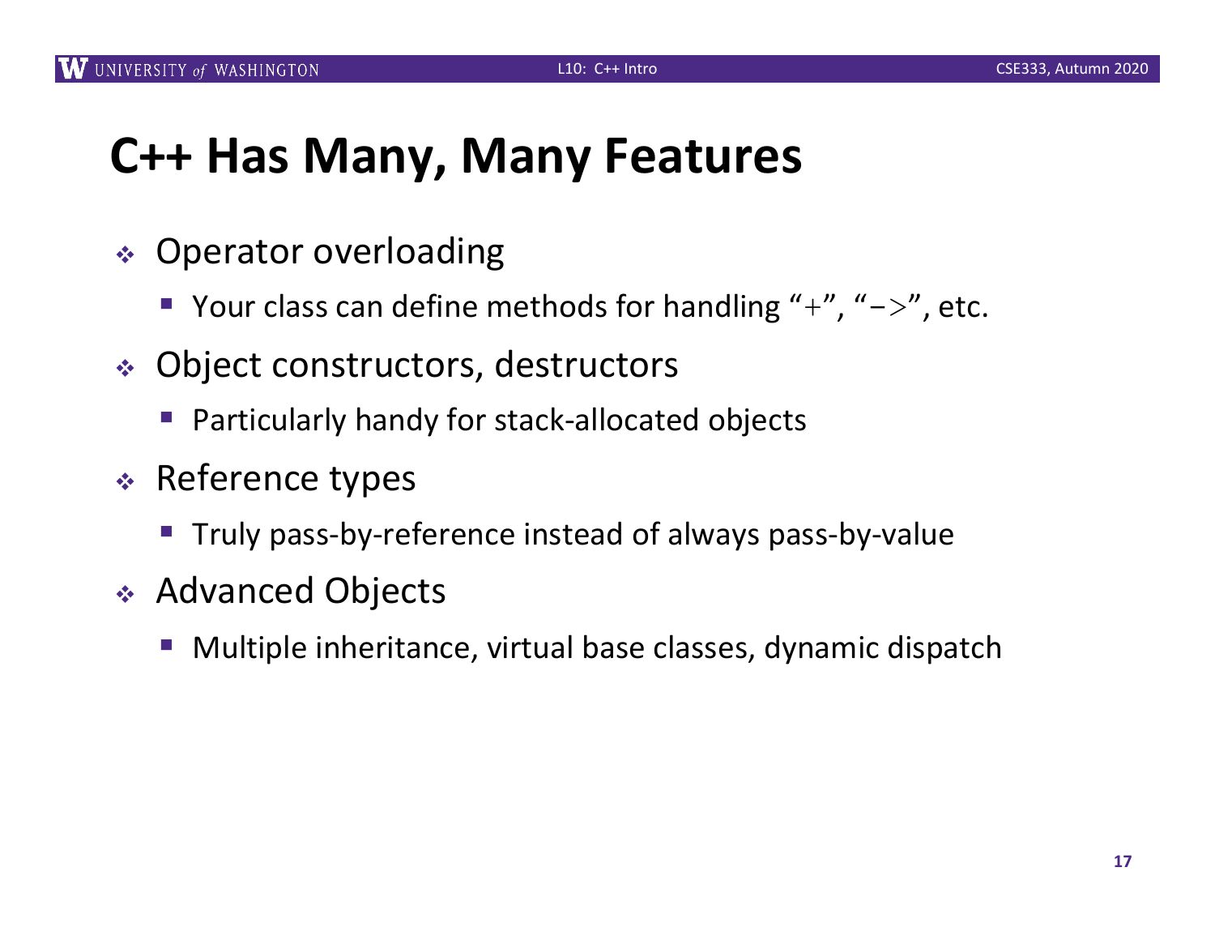# C++ Has Many, Many Features

- Operator overloading
  - Your class can define methods for handling "+", "->", etc.
- Object constructors, destructors
  - Particularly handy for stack-allocated objects
- Reference types
  - Truly pass-by-reference instead of always pass-by-value
- Advanced Objects
  - Multiple inheritance, virtual base classes, dynamic dispatch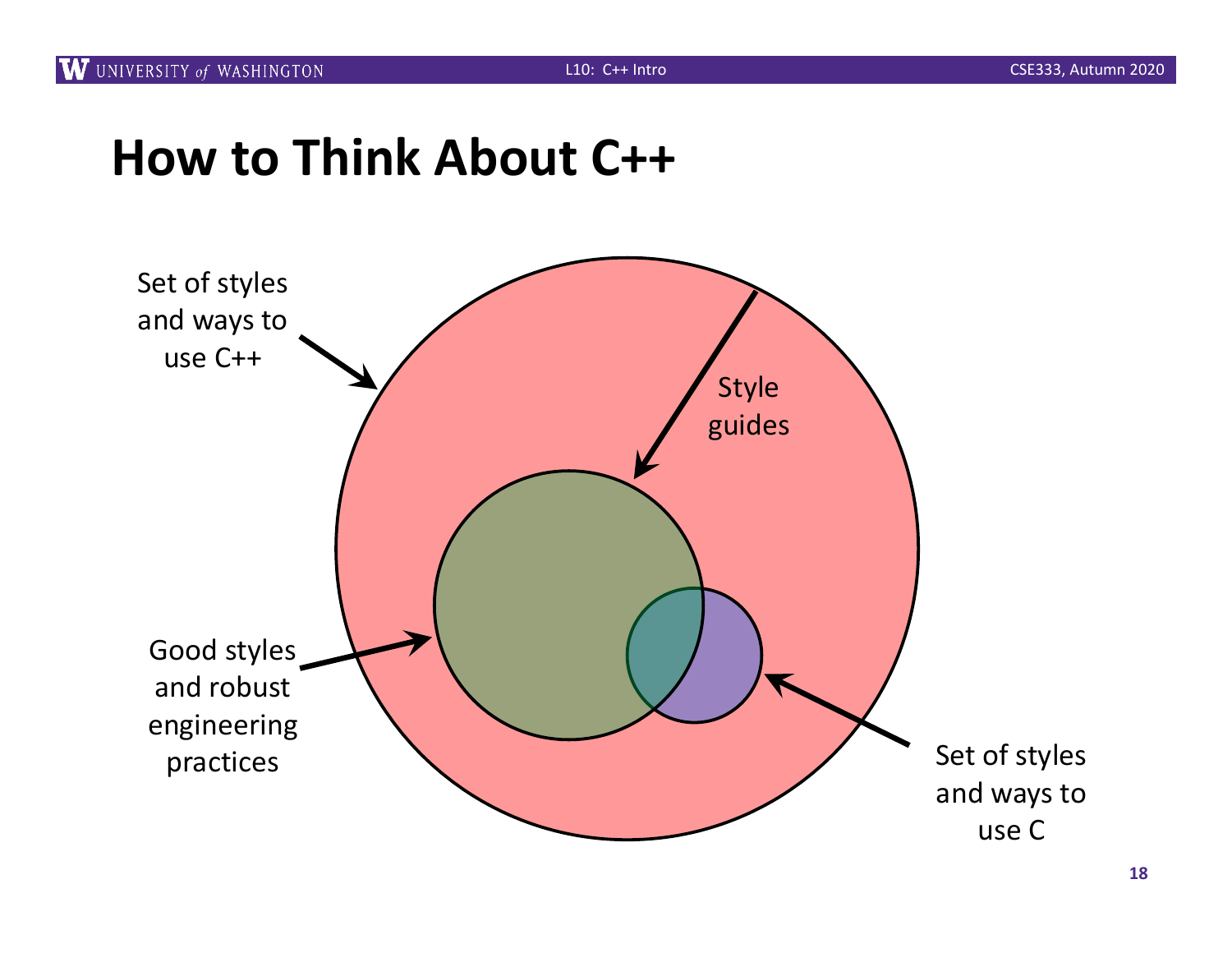# How to Think About C++

Set of styles and ways to use C++

Style guides

Good styles and robust engineering practices

Set of styles and ways to use C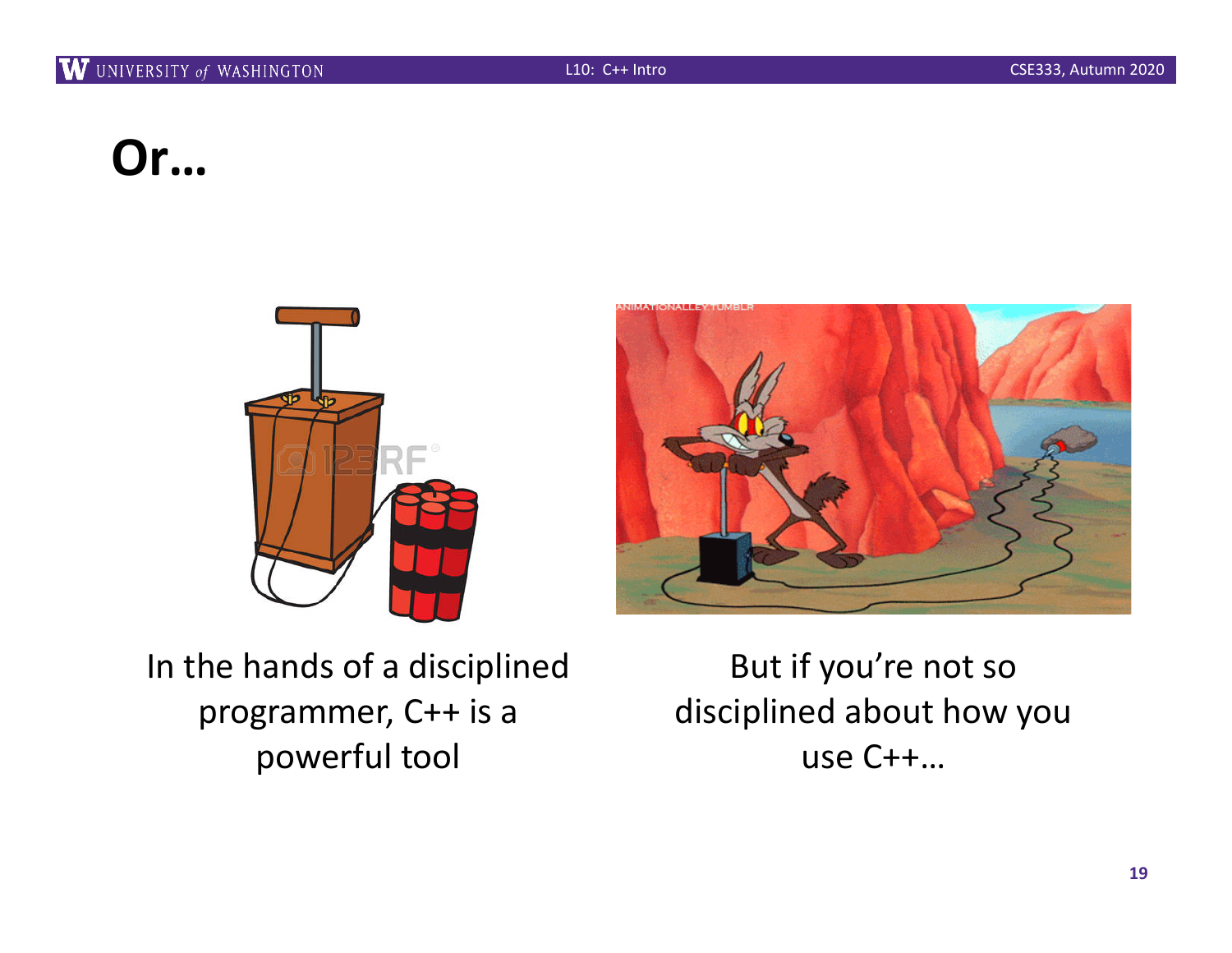# Or…

In the hands of a disciplined programmer, C++ is a powerful tool

But if you're not so disciplined about how you use C++…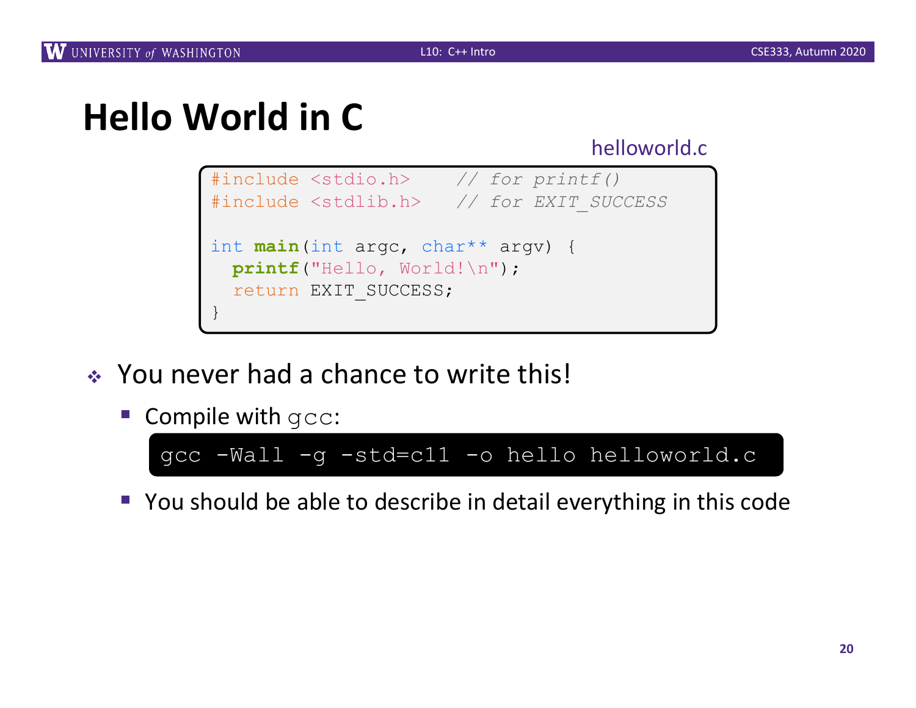# Hello World in C

helloworld.c

```c
#include <stdio.h>    // for printf()
#include <stdlib.h>   // for EXIT_SUCCESS

int main(int argc, char** argv) {
  printf("Hello, World!\n");
  return EXIT_SUCCESS;
}
```

- You never had a chance to write this!
  - Compile with `gcc`:

    ```
    gcc -Wall -g -std=c11 -o hello helloworld.c
    ```

  - You should be able to describe in detail everything in this code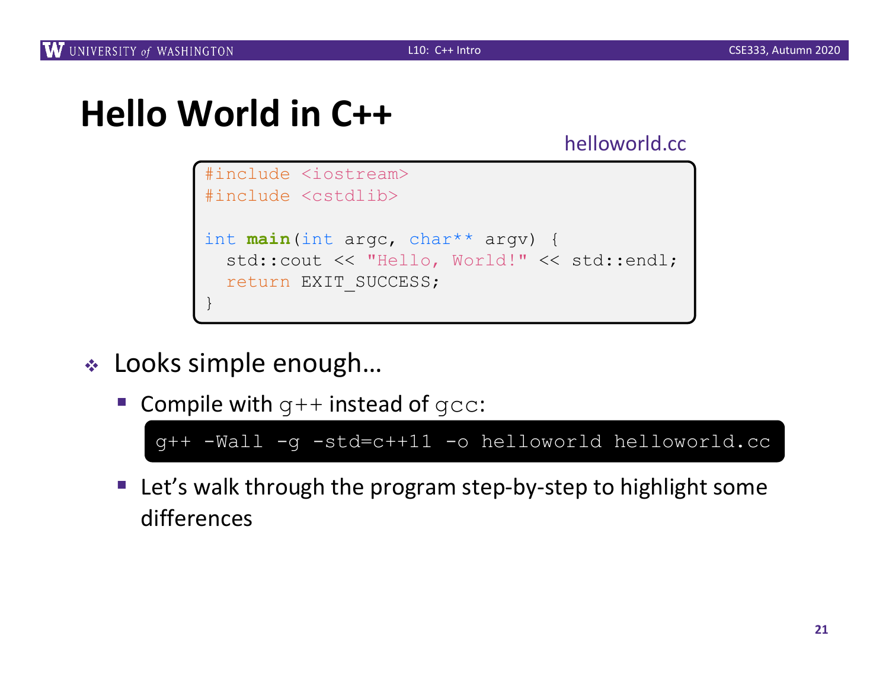# Hello World in C++

helloworld.cc

```
#include <iostream>
#include <cstdlib>

int main(int argc, char** argv) {
  std::cout << "Hello, World!" << std::endl;
  return EXIT_SUCCESS;
}
```

- Looks simple enough…
  - Compile with `g++` instead of `gcc`:

```
g++ -Wall -g -std=c++11 -o helloworld helloworld.cc
```

  - Let's walk through the program step-by-step to highlight some differences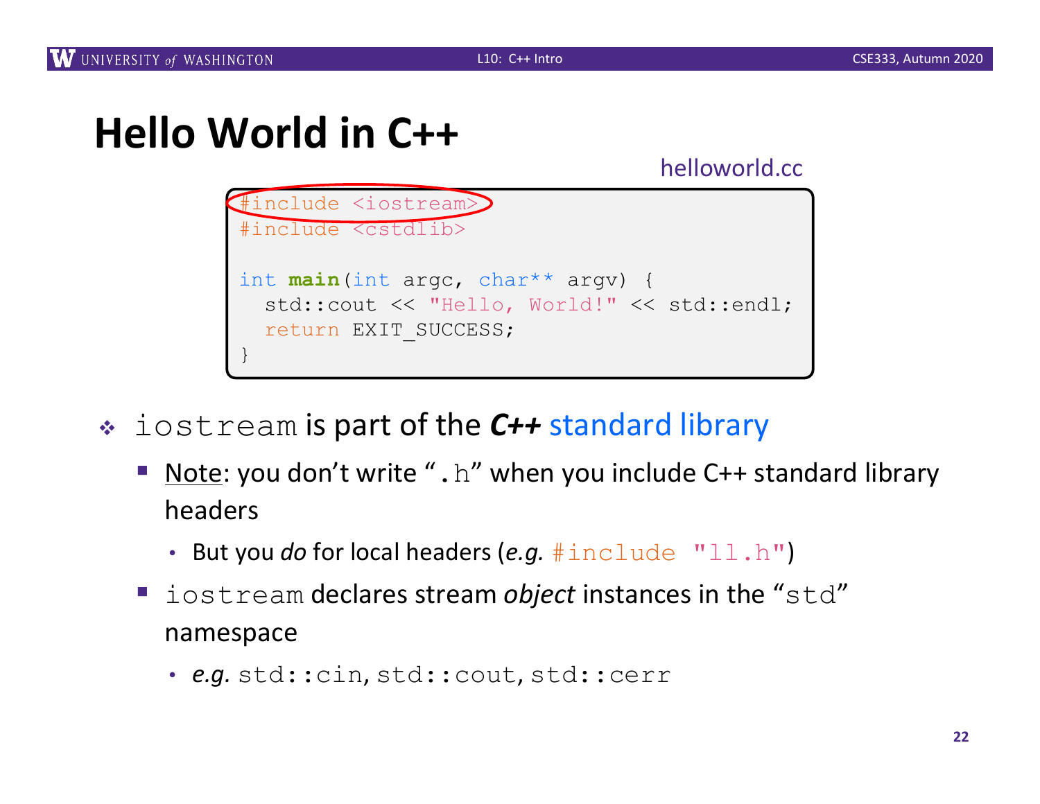# Hello World in C++

helloworld.cc

```
#include <iostream>
#include <cstdlib>

int main(int argc, char** argv) {
  std::cout << "Hello, World!" << std::endl;
  return EXIT_SUCCESS;
}
```

- `iostream` is part of the ***C++*** standard library
  - Note: you don't write "`.h`" when you include C++ standard library headers
    - But you *do* for local headers (*e.g.* `#include "ll.h"`)
  - `iostream` declares stream *object* instances in the "`std`" namespace
    - ***e.g.*** `std::cin`, `std::cout`, `std::cerr`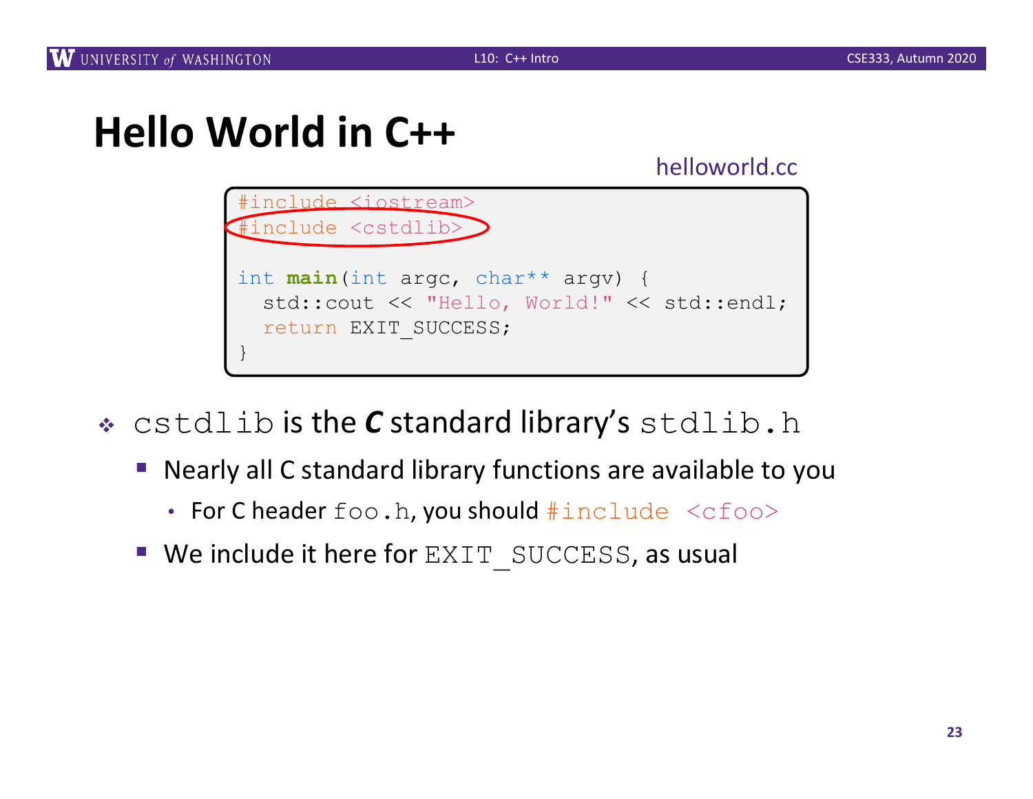# Hello World in C++

helloworld.cc

```
#include <iostream>
#include <cstdlib>

int main(int argc, char** argv) {
  std::cout << "Hello, World!" << std::endl;
  return EXIT_SUCCESS;
}
```

- `cstdlib` is the ***C*** standard library's `stdlib.h`
  - Nearly all C standard library functions are available to you
    - For C header `foo.h`, you should `#include <cfoo>`
  - We include it here for `EXIT_SUCCESS`, as usual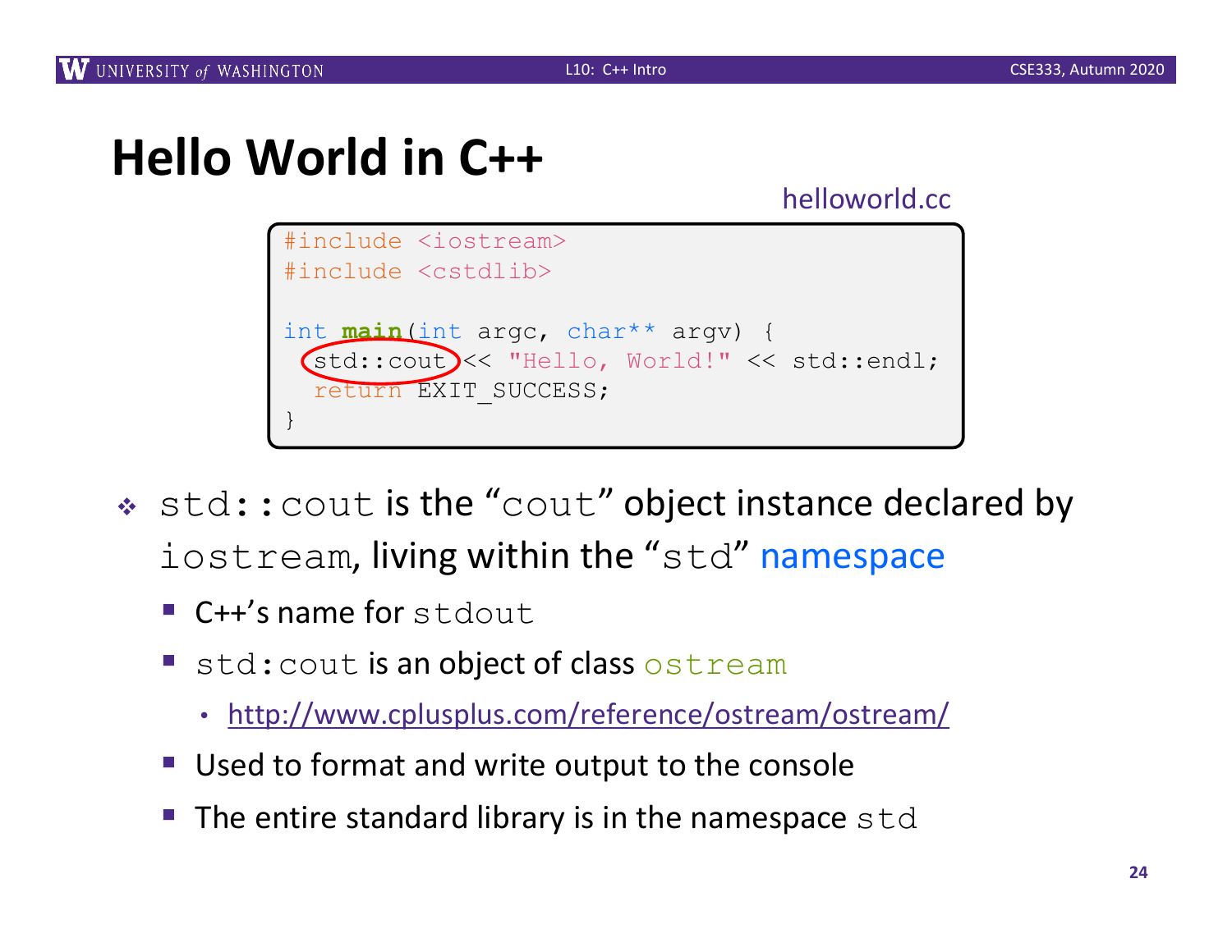# Hello World in C++

helloworld.cc

```
#include <iostream>
#include <cstdlib>

int main(int argc, char** argv) {
  std::cout << "Hello, World!" << std::endl;
  return EXIT_SUCCESS;
}
```

- `std::cout` is the "`cout`" object instance declared by `iostream`, living within the "`std`" namespace
  - C++'s name for `stdout`
  - `std:cout` is an object of class `ostream`
    - http://www.cplusplus.com/reference/ostream/ostream/
  - Used to format and write output to the console
  - The entire standard library is in the namespace `std`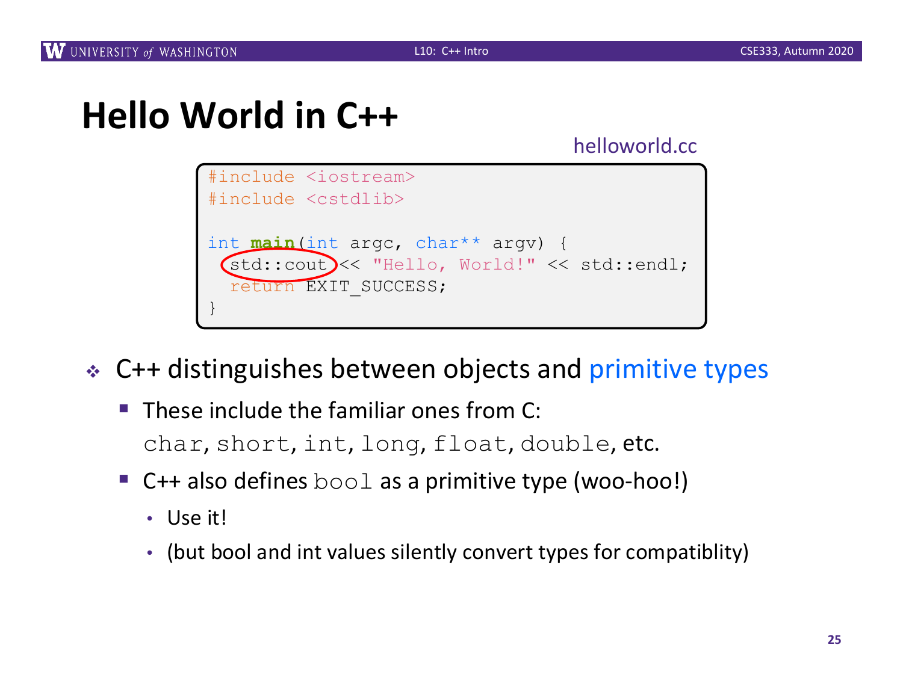# Hello World in C++

helloworld.cc

```
#include <iostream>
#include <cstdlib>

int main(int argc, char** argv) {
  std::cout << "Hello, World!" << std::endl;
  return EXIT_SUCCESS;
}
```

- C++ distinguishes between objects and primitive types
  - These include the familiar ones from C: `char`, `short`, `int`, `long`, `float`, `double`, etc.
  - C++ also defines `bool` as a primitive type (woo-hoo!)
    - Use it!
    - (but bool and int values silently convert types for compatiblity)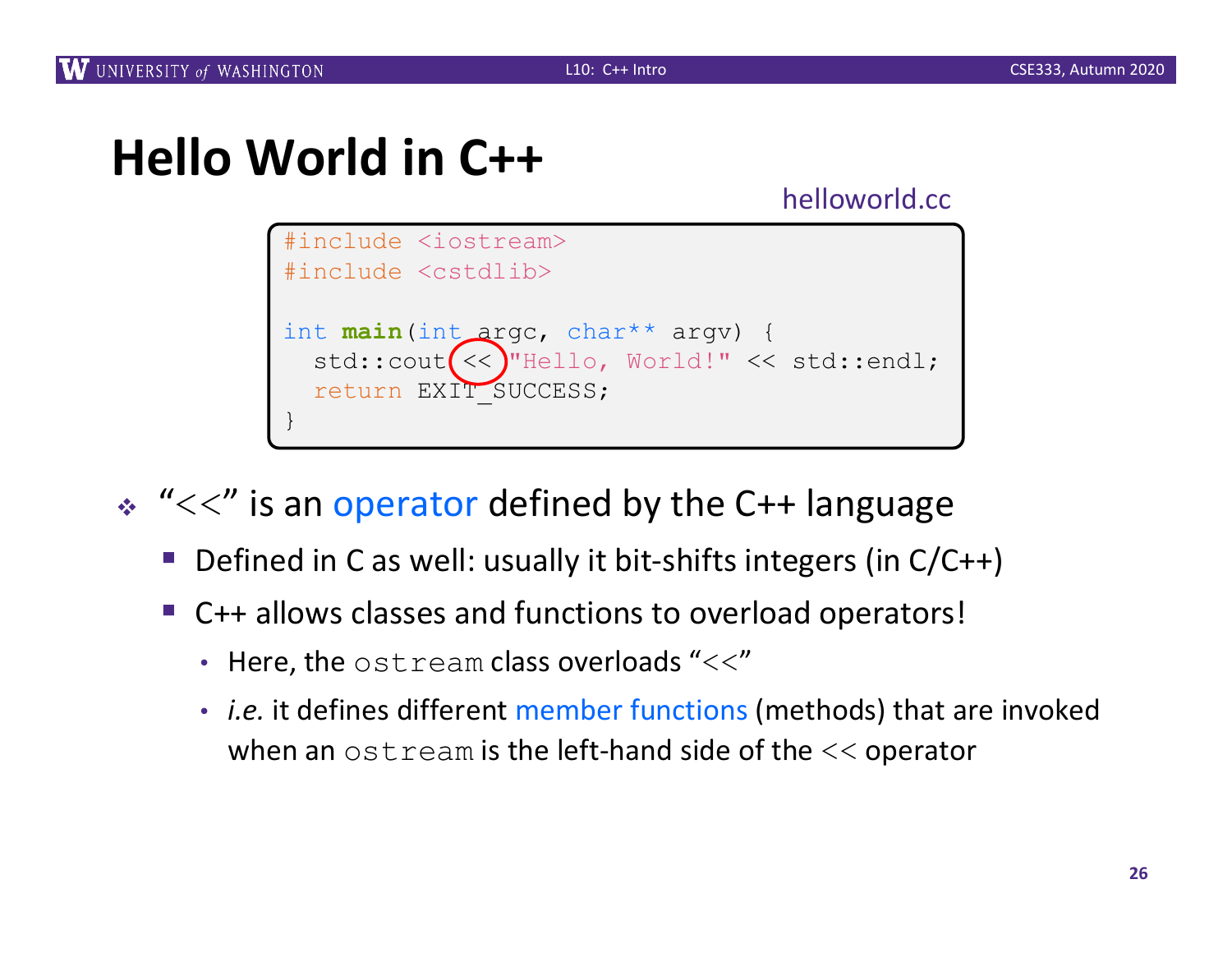# Hello World in C++

helloworld.cc

```
#include <iostream>
#include <cstdlib>

int main(int argc, char** argv) {
  std::cout << "Hello, World!" << std::endl;
  return EXIT_SUCCESS;
}
```

- "<<" is an operator defined by the C++ language
  - Defined in C as well: usually it bit-shifts integers (in C/C++)
  - C++ allows classes and functions to overload operators!
    - Here, the `ostream` class overloads "<<"
    - *i.e.* it defines different member functions (methods) that are invoked when an `ostream` is the left-hand side of the << operator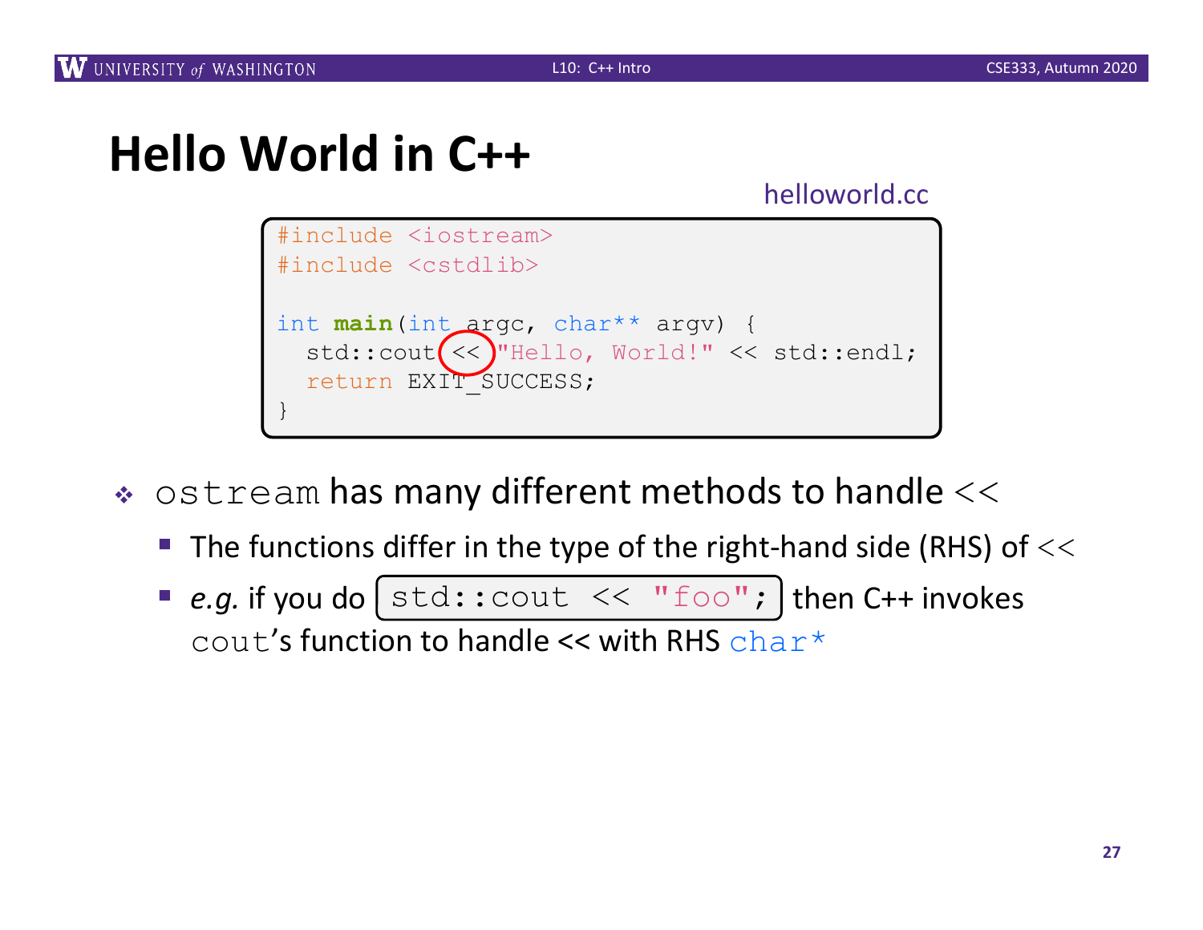# Hello World in C++

helloworld.cc

```
#include <iostream>
#include <cstdlib>

int main(int argc, char** argv) {
  std::cout << "Hello, World!" << std::endl;
  return EXIT_SUCCESS;
}
```

- `ostream` has many different methods to handle `<<`
  - The functions differ in the type of the right-hand side (RHS) of `<<`
  - *e.g.* if you do `std::cout << "foo";` then C++ invokes `cout`'s function to handle << with RHS `char*`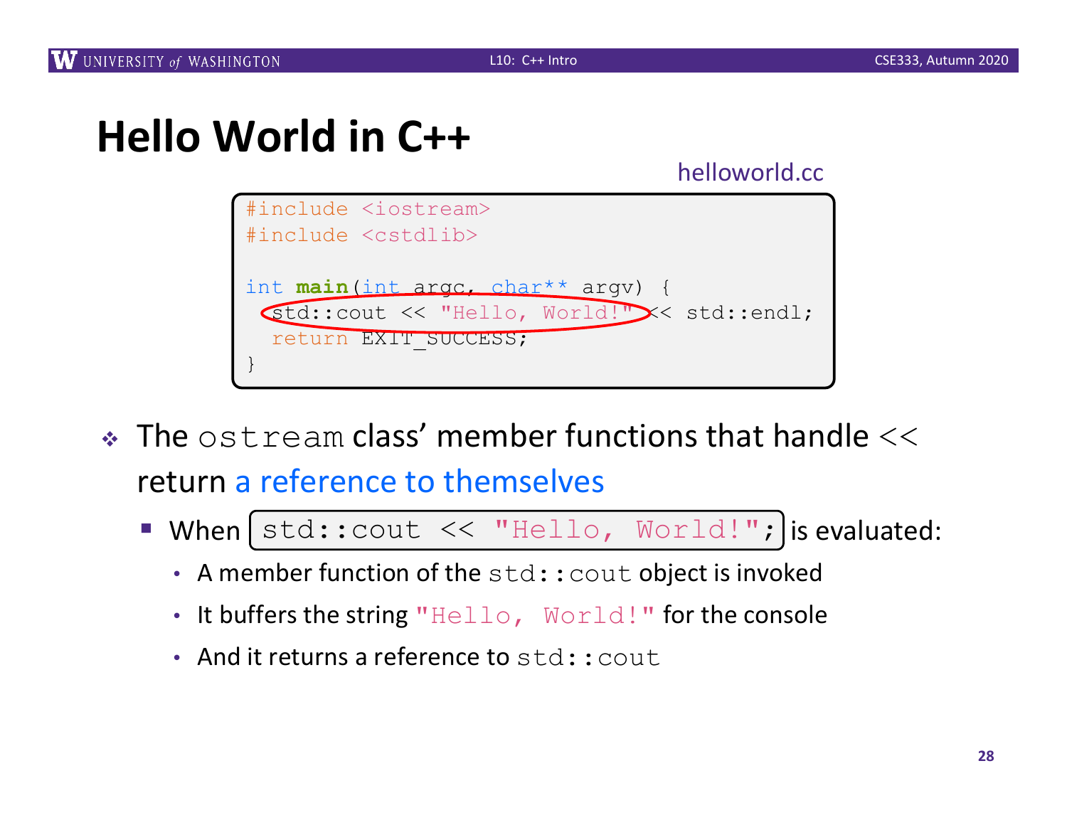# Hello World in C++

helloworld.cc

```
#include <iostream>
#include <cstdlib>

int main(int argc, char** argv) {
  std::cout << "Hello, World!" << std::endl;
  return EXIT_SUCCESS;
}
```

- The `ostream` class' member functions that handle `<<` return a reference to themselves
  - When `std::cout << "Hello, World!";` is evaluated:
    - A member function of the `std::cout` object is invoked
    - It buffers the string `"Hello, World!"` for the console
    - And it returns a reference to `std::cout`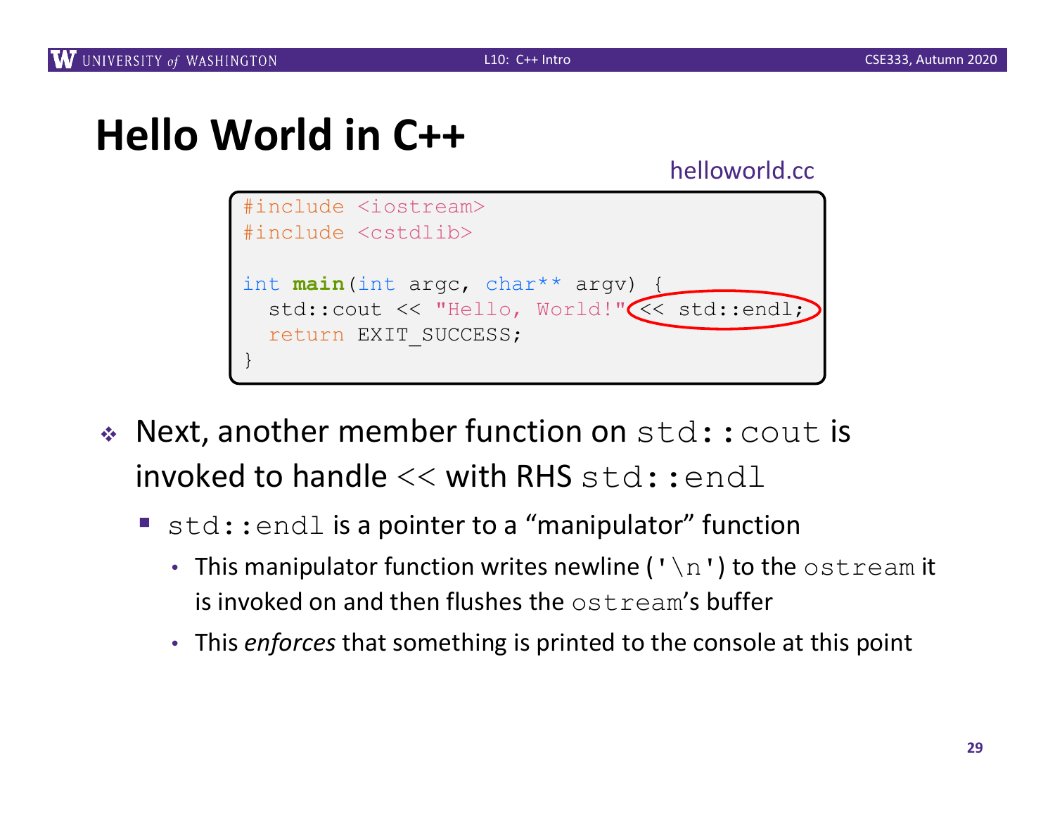# Hello World in C++

helloworld.cc

```
#include <iostream>
#include <cstdlib>

int main(int argc, char** argv) {
  std::cout << "Hello, World!" << std::endl;
  return EXIT_SUCCESS;
}
```

- Next, another member function on `std::cout` is invoked to handle << with RHS `std::endl`
  - `std::endl` is a pointer to a "manipulator" function
    - This manipulator function writes newline (`'\n'`) to the `ostream` it is invoked on and then flushes the `ostream`'s buffer
    - This *enforces* that something is printed to the console at this point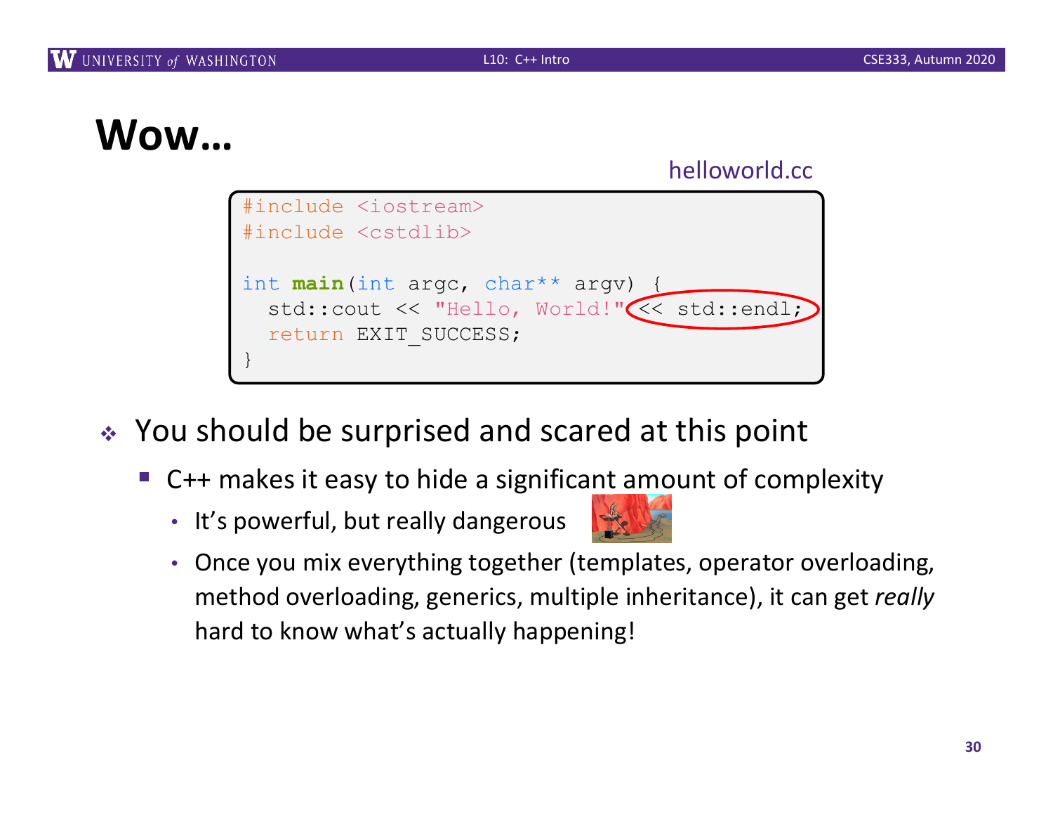# Wow…

helloworld.cc

```
#include <iostream>
#include <cstdlib>

int main(int argc, char** argv) {
  std::cout << "Hello, World!" << std::endl;
  return EXIT_SUCCESS;
}
```

- You should be surprised and scared at this point
  - C++ makes it easy to hide a significant amount of complexity
    - It's powerful, but really dangerous
    - Once you mix everything together (templates, operator overloading, method overloading, generics, multiple inheritance), it can get *really* hard to know what's actually happening!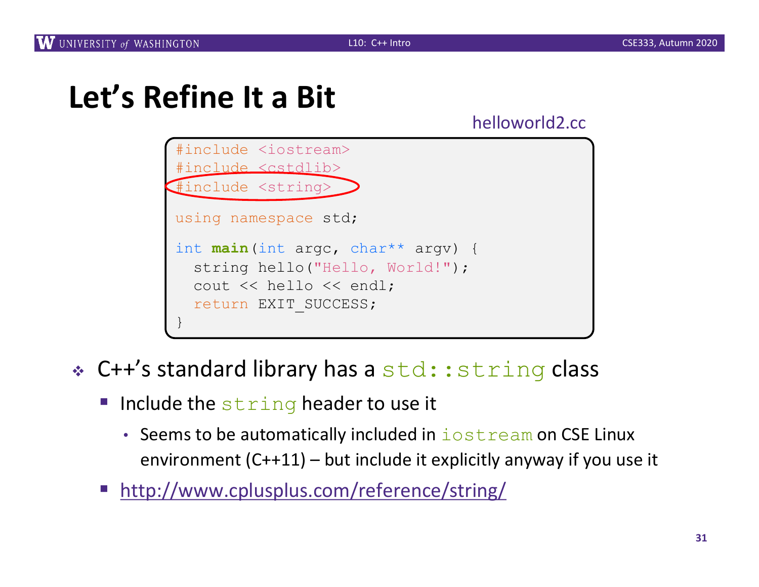# Let's Refine It a Bit

helloworld2.cc

```
#include <iostream>
#include <cstdlib>
#include <string>

using namespace std;

int main(int argc, char** argv) {
  string hello("Hello, World!");
  cout << hello << endl;
  return EXIT_SUCCESS;
}
```

- C++'s standard library has a `std::string` class
  - Include the `string` header to use it
    - Seems to be automatically included in `iostream` on CSE Linux environment (C++11) – but include it explicitly anyway if you use it
  - http://www.cplusplus.com/reference/string/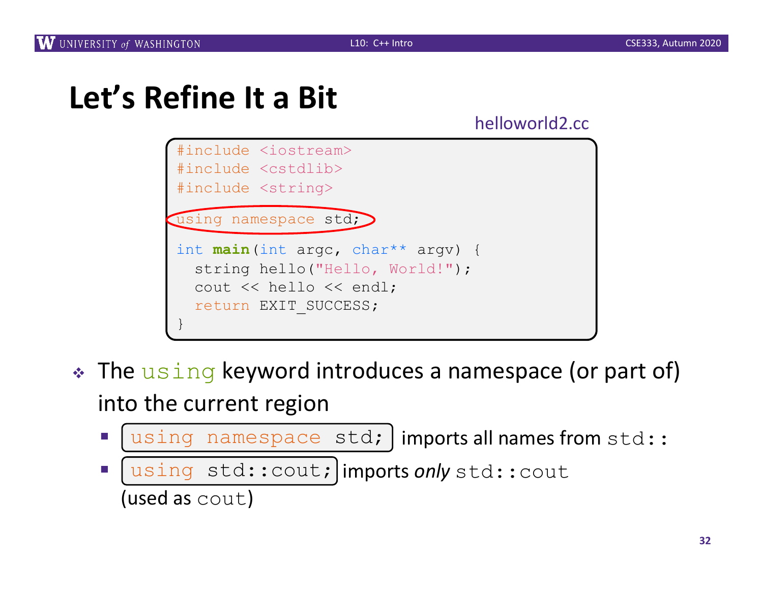# Let's Refine It a Bit

helloworld2.cc

```
#include <iostream>
#include <cstdlib>
#include <string>

using namespace std;

int main(int argc, char** argv) {
  string hello("Hello, World!");
  cout << hello << endl;
  return EXIT_SUCCESS;
}
```

- The `using` keyword introduces a namespace (or part of) into the current region
  - `using namespace std;` imports all names from `std::`
  - `using std::cout;` imports *only* `std::cout` (used as `cout`)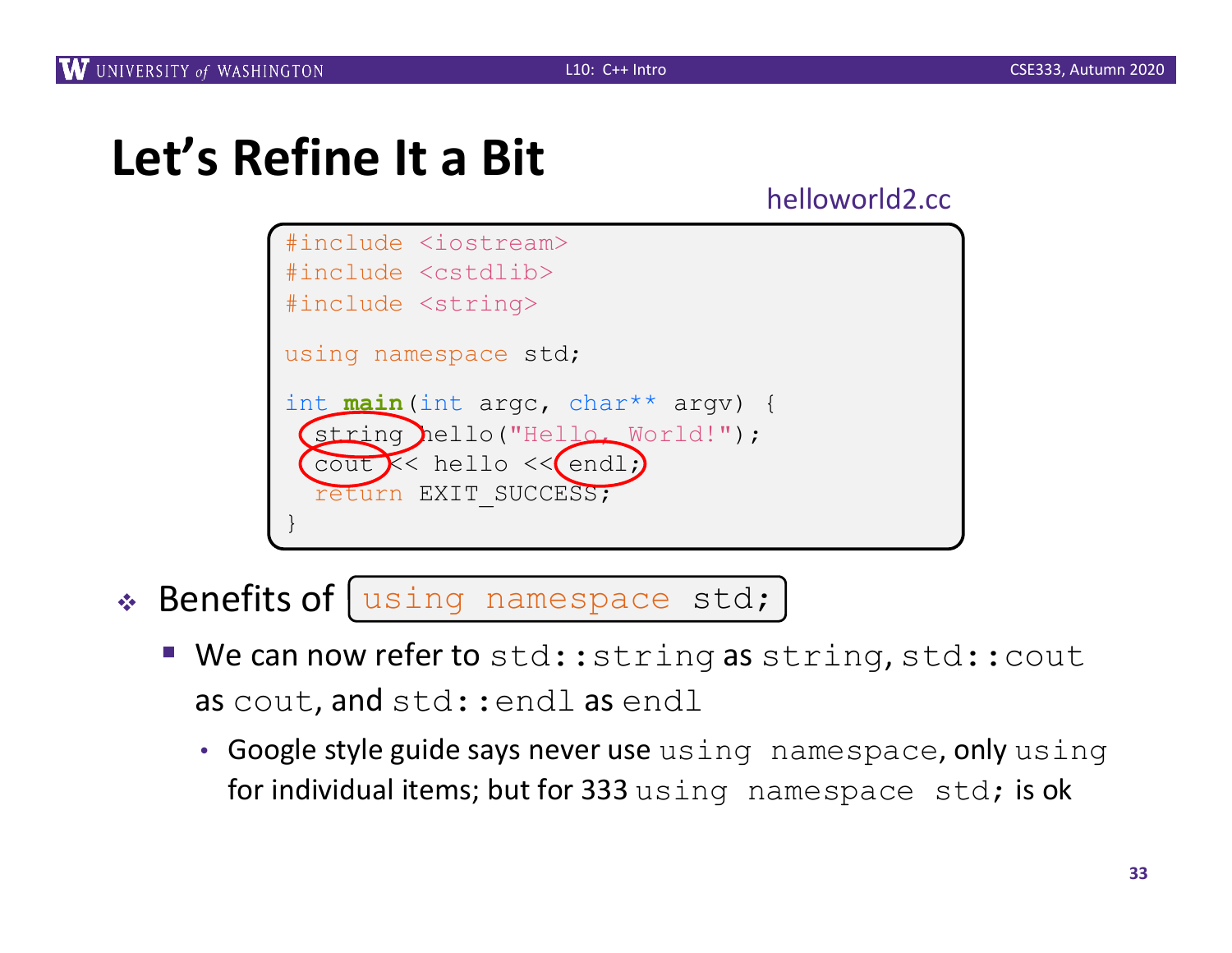# Let's Refine It a Bit

helloworld2.cc

```
#include <iostream>
#include <cstdlib>
#include <string>

using namespace std;

int main(int argc, char** argv) {
  string hello("Hello, World!");
  cout << hello << endl;
  return EXIT_SUCCESS;
}
```

- Benefits of `using namespace std;`
  - We can now refer to `std::string` as `string`, `std::cout` as `cout`, and `std::endl` as `endl`
    - Google style guide says never use `using namespace`, only `using` for individual items; but for 333 `using namespace std;` is ok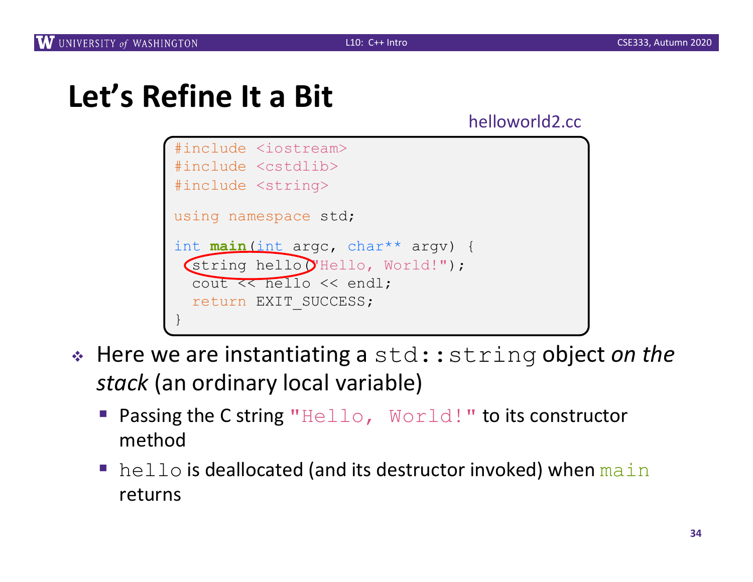# Let's Refine It a Bit

helloworld2.cc

```
#include <iostream>
#include <cstdlib>
#include <string>

using namespace std;

int main(int argc, char** argv) {
  string hello("Hello, World!");
  cout << hello << endl;
  return EXIT_SUCCESS;
}
```

- Here we are instantiating a `std::string` object *on the stack* (an ordinary local variable)
  - Passing the C string `"Hello, World!"` to its constructor method
  - `hello` is deallocated (and its destructor invoked) when `main` returns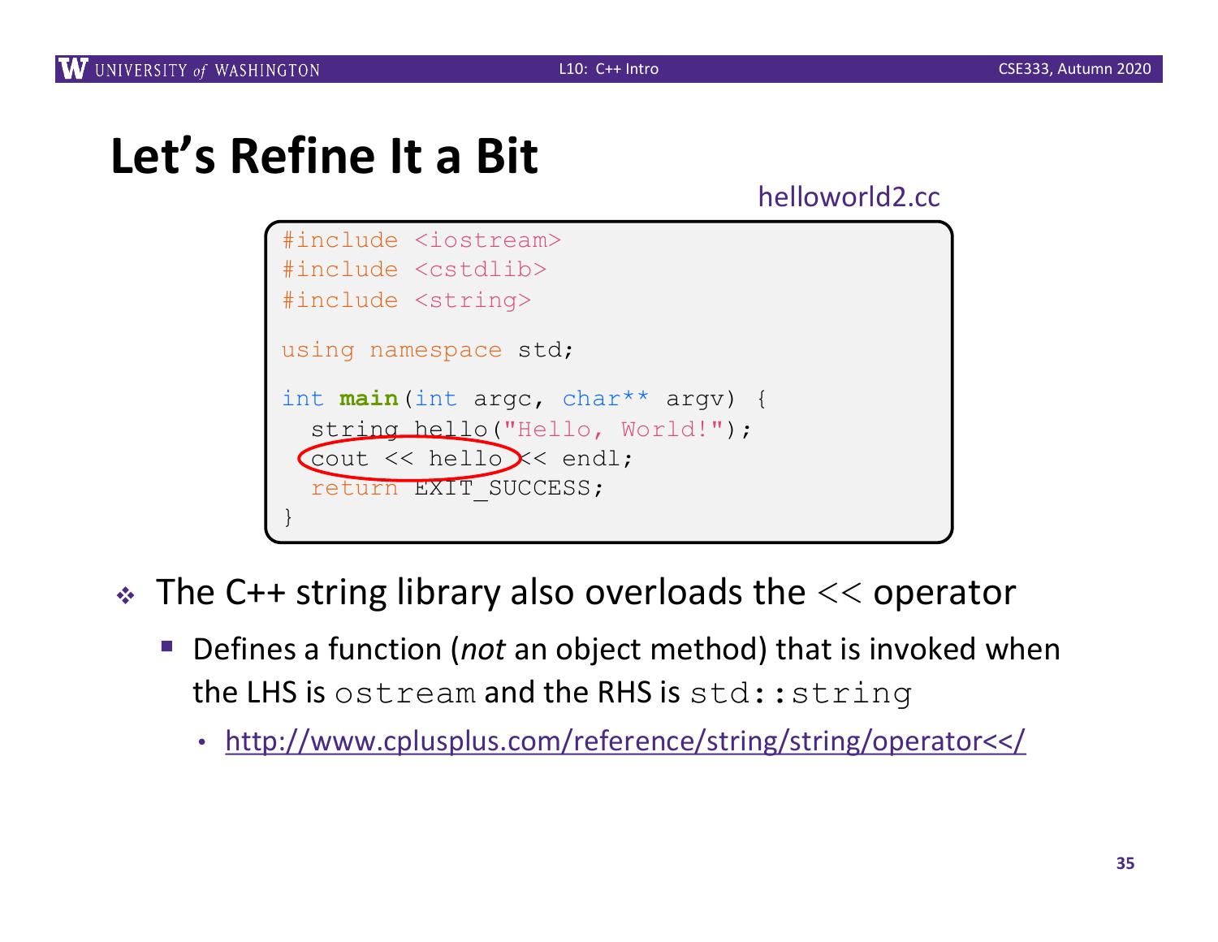# Let's Refine It a Bit

helloworld2.cc

```
#include <iostream>
#include <cstdlib>
#include <string>

using namespace std;

int main(int argc, char** argv) {
  string hello("Hello, World!");
  cout << hello << endl;
  return EXIT_SUCCESS;
}
```

- The C++ string library also overloads the `<<` operator
  - Defines a function (*not* an object method) that is invoked when the LHS is `ostream` and the RHS is `std::string`
    - http://www.cplusplus.com/reference/string/string/operator<</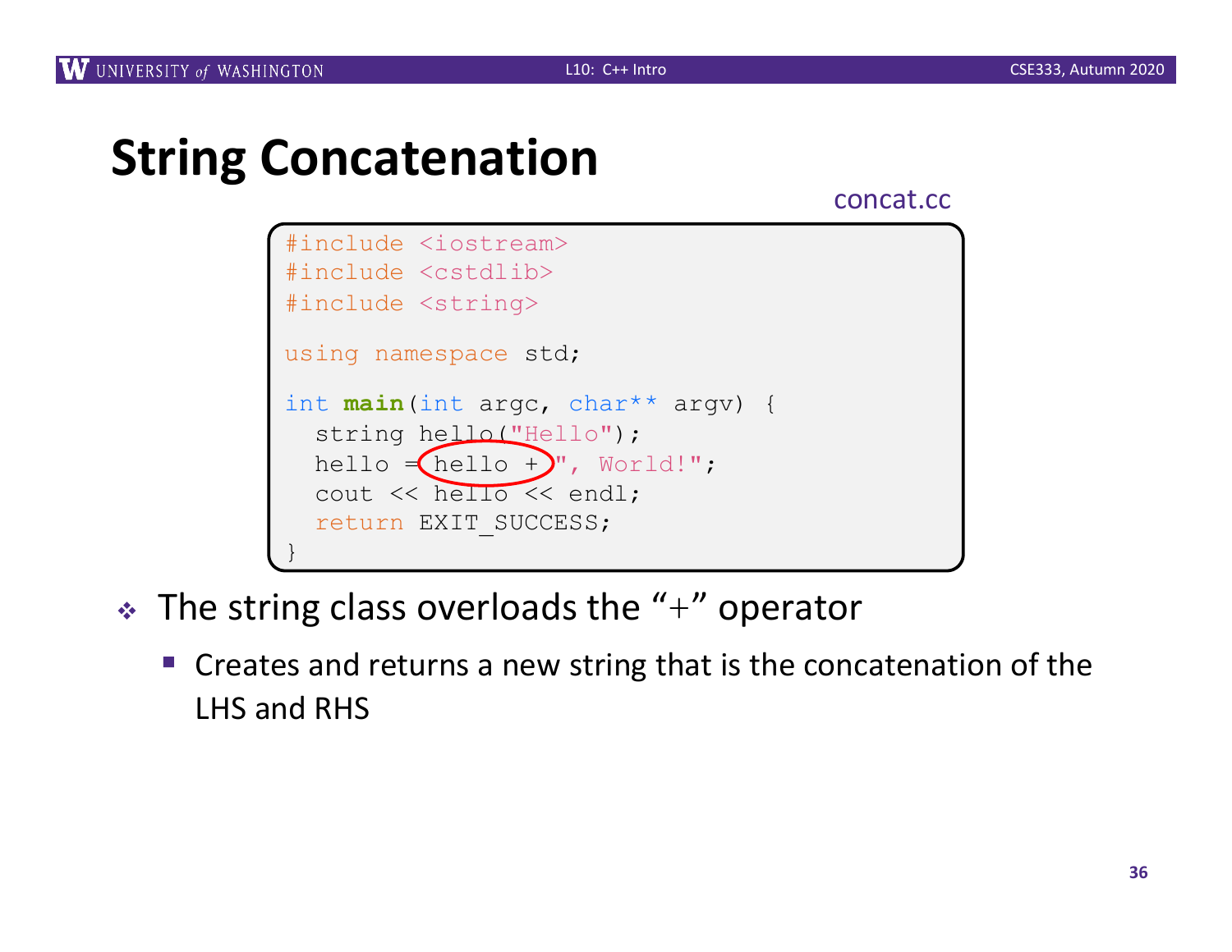# String Concatenation

concat.cc

```
#include <iostream>
#include <cstdlib>
#include <string>

using namespace std;

int main(int argc, char** argv) {
  string hello("Hello");
  hello = hello + ", World!";
  cout << hello << endl;
  return EXIT_SUCCESS;
}
```

- The string class overloads the "+" operator
  - Creates and returns a new string that is the concatenation of the LHS and RHS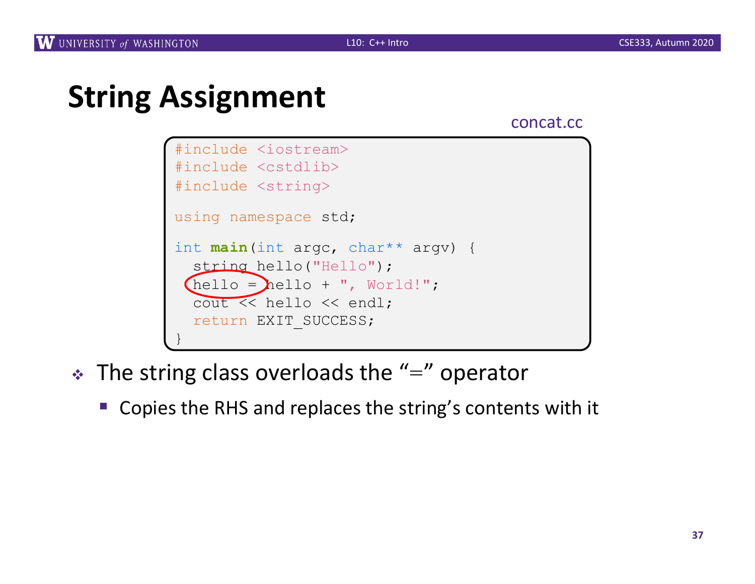# String Assignment

concat.cc

```
#include <iostream>
#include <cstdlib>
#include <string>

using namespace std;

int main(int argc, char** argv) {
  string hello("Hello");
  hello = hello + ", World!";
  cout << hello << endl;
  return EXIT_SUCCESS;
}
```

- The string class overloads the "=" operator
  - Copies the RHS and replaces the string's contents with it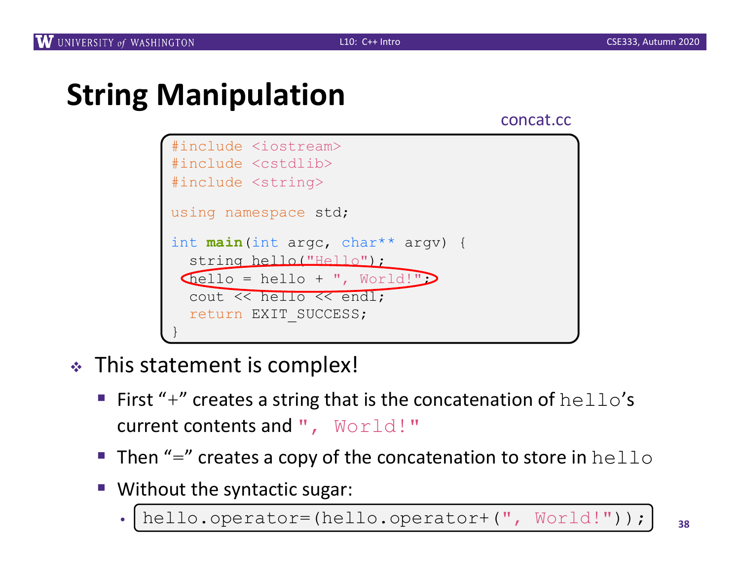# String Manipulation

concat.cc

```
#include <iostream>
#include <cstdlib>
#include <string>

using namespace std;

int main(int argc, char** argv) {
  string hello("Hello");
  hello = hello + ", World!";
  cout << hello << endl;
  return EXIT_SUCCESS;
}
```

- This statement is complex!
  - First "+" creates a string that is the concatenation of `hello`'s current contents and `", World!"`
  - Then "=" creates a copy of the concatenation to store in `hello`
  - Without the syntactic sugar:
    - `hello.operator=(hello.operator+(", World!"));`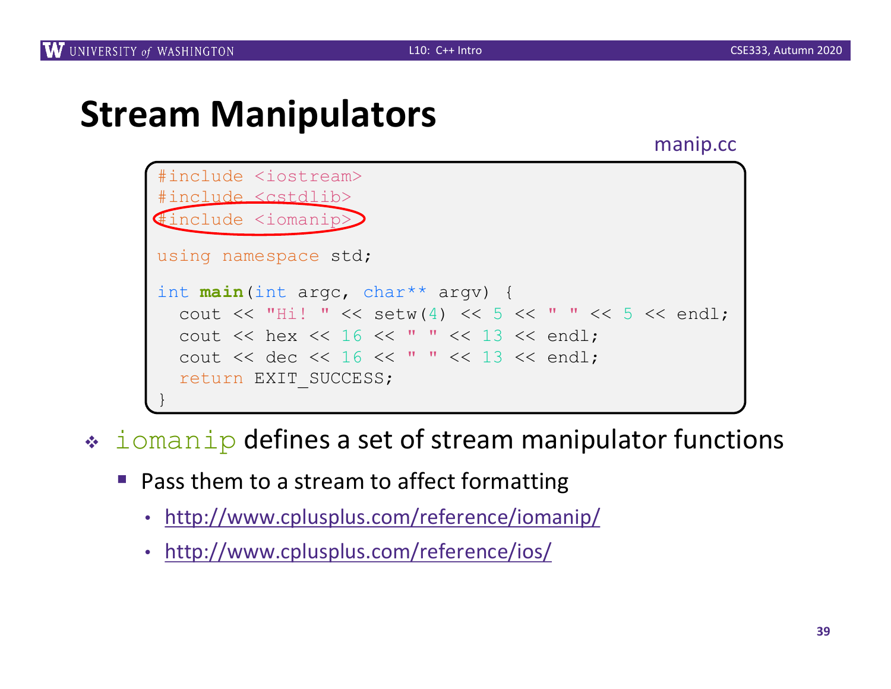# Stream Manipulators

manip.cc

```
#include <iostream>
#include <cstdlib>
#include <iomanip>

using namespace std;

int main(int argc, char** argv) {
  cout << "Hi! " << setw(4) << 5 << " " << 5 << endl;
  cout << hex << 16 << " " << 13 << endl;
  cout << dec << 16 << " " << 13 << endl;
  return EXIT_SUCCESS;
}
```

- `iomanip` defines a set of stream manipulator functions
  - Pass them to a stream to affect formatting
    - http://www.cplusplus.com/reference/iomanip/
    - http://www.cplusplus.com/reference/ios/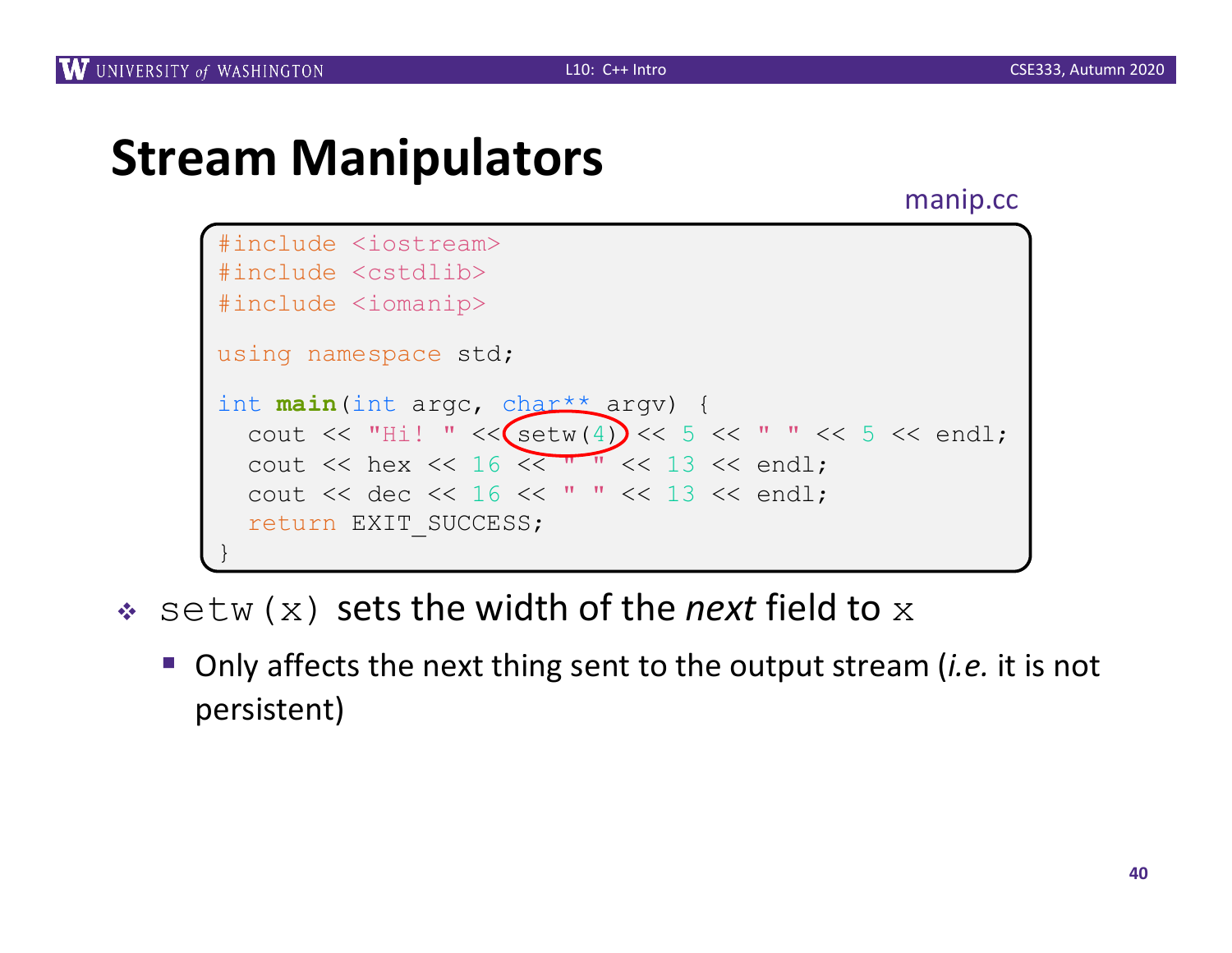# Stream Manipulators

manip.cc

```
#include <iostream>
#include <cstdlib>
#include <iomanip>

using namespace std;

int main(int argc, char** argv) {
  cout << "Hi! " << setw(4) << 5 << " " << 5 << endl;
  cout << hex << 16 << " " << 13 << endl;
  cout << dec << 16 << " " << 13 << endl;
  return EXIT_SUCCESS;
}
```

- `setw(x)` sets the width of the *next* field to `x`
  - Only affects the next thing sent to the output stream (*i.e.* it is not persistent)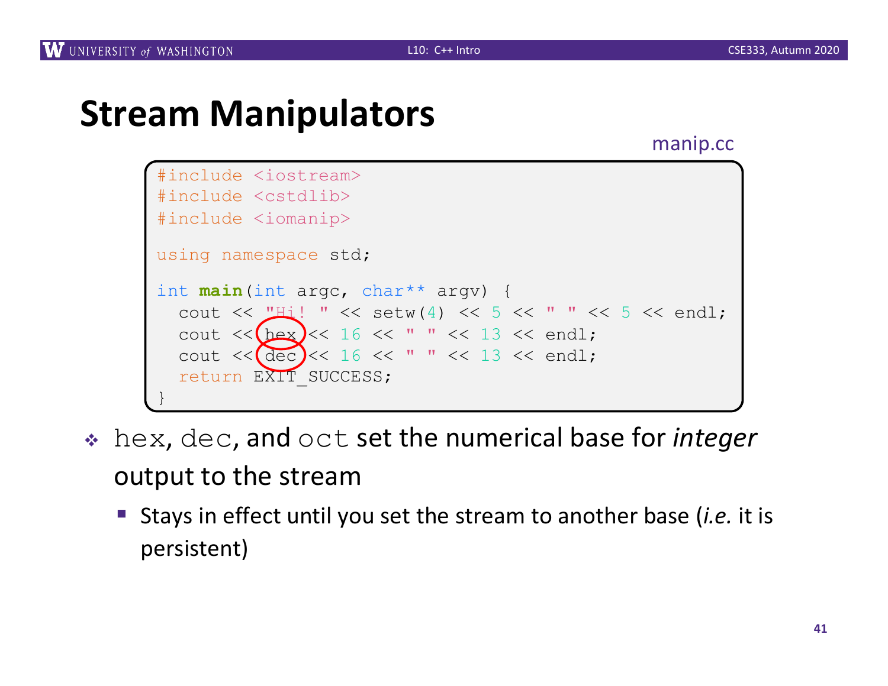# Stream Manipulators

manip.cc

```
#include <iostream>
#include <cstdlib>
#include <iomanip>

using namespace std;

int main(int argc, char** argv) {
  cout << "Hi! " << setw(4) << 5 << " " << 5 << endl;
  cout << hex << 16 << " " << 13 << endl;
  cout << dec << 16 << " " << 13 << endl;
  return EXIT_SUCCESS;
}
```

- `hex`, `dec`, and `oct` set the numerical base for *integer* output to the stream
  - Stays in effect until you set the stream to another base (*i.e.* it is persistent)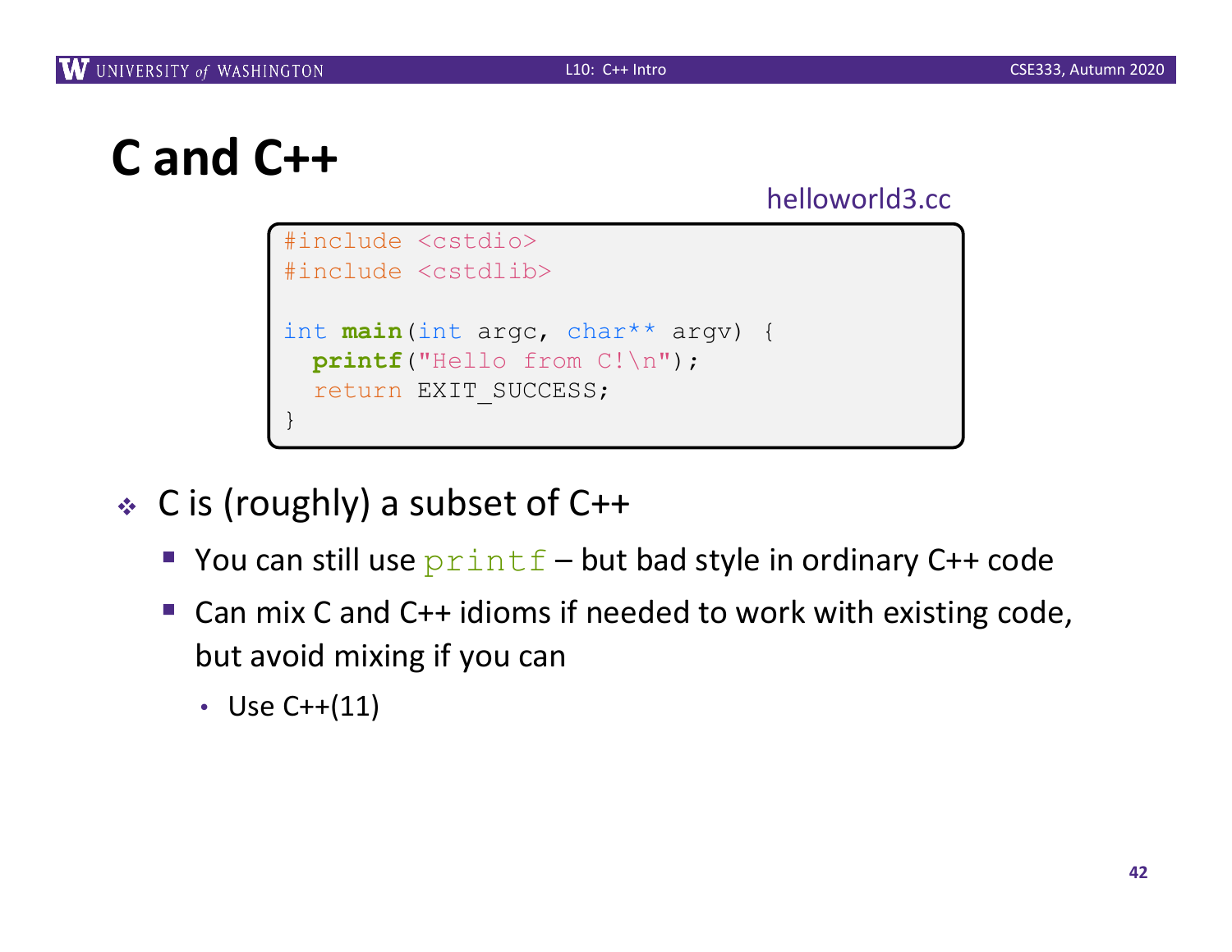# C and C++

helloworld3.cc

```
#include <cstdio>
#include <cstdlib>

int main(int argc, char** argv) {
  printf("Hello from C!\n");
  return EXIT_SUCCESS;
}
```

- C is (roughly) a subset of C++
  - You can still use `printf` – but bad style in ordinary C++ code
  - Can mix C and C++ idioms if needed to work with existing code, but avoid mixing if you can
    - Use C++(11)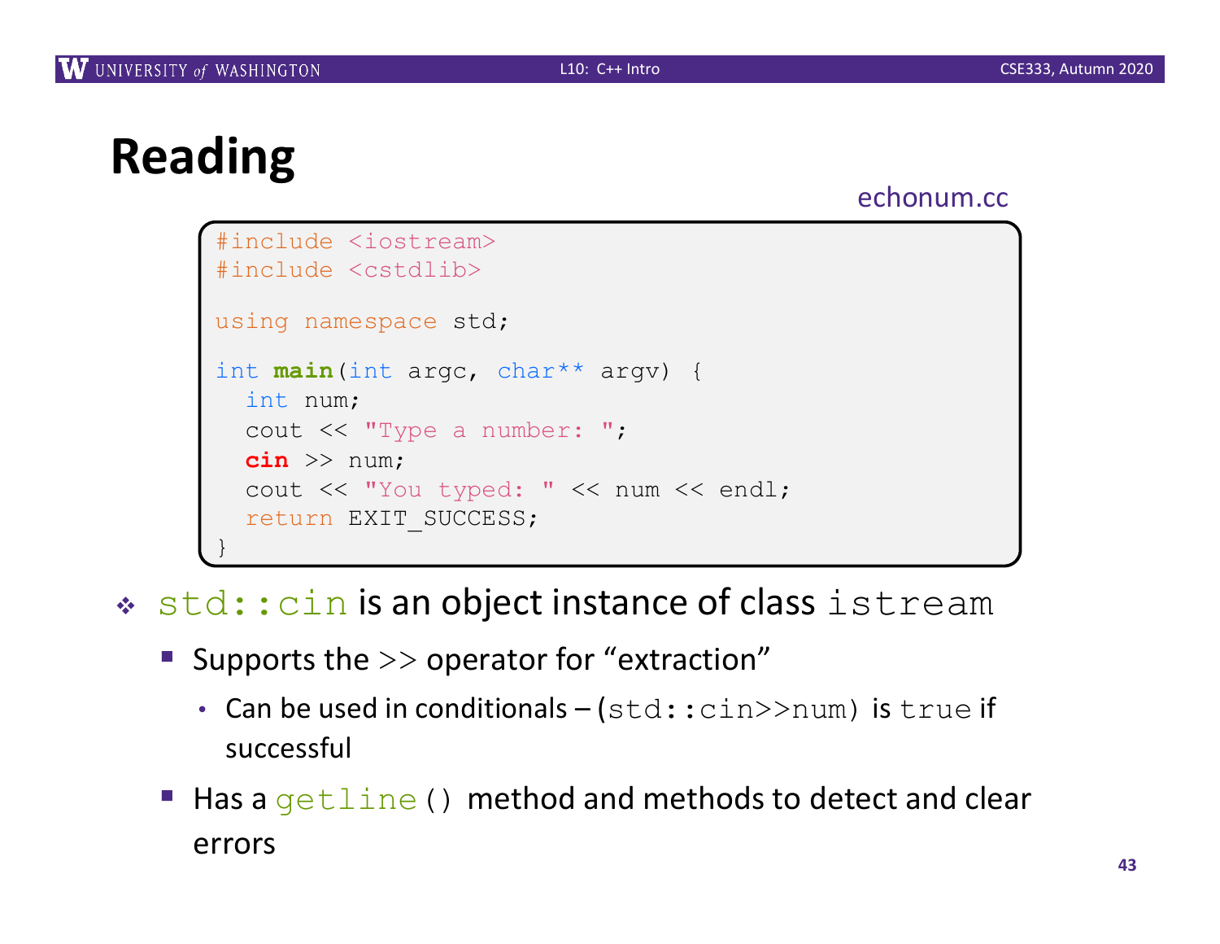# Reading

echonum.cc

```
#include <iostream>
#include <cstdlib>

using namespace std;

int main(int argc, char** argv) {
  int num;
  cout << "Type a number: ";
  cin >> num;
  cout << "You typed: " << num << endl;
  return EXIT_SUCCESS;
}
```

- `std::cin` is an object instance of class `istream`
  - Supports the `>>` operator for "extraction"
    - Can be used in conditionals – `(std::cin>>num)` is `true` if successful
  - Has a `getline()` method and methods to detect and clear errors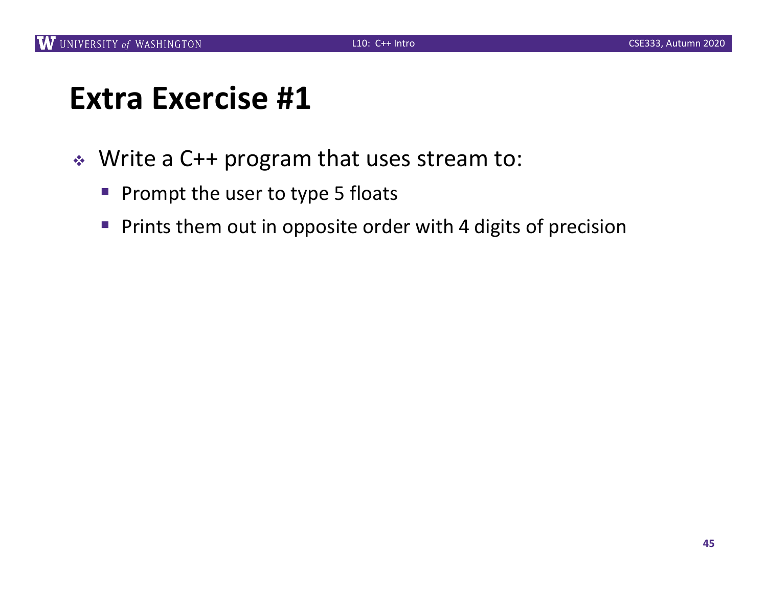# Extra Exercise #1

- Write a C++ program that uses stream to:
  - Prompt the user to type 5 floats
  - Prints them out in opposite order with 4 digits of precision